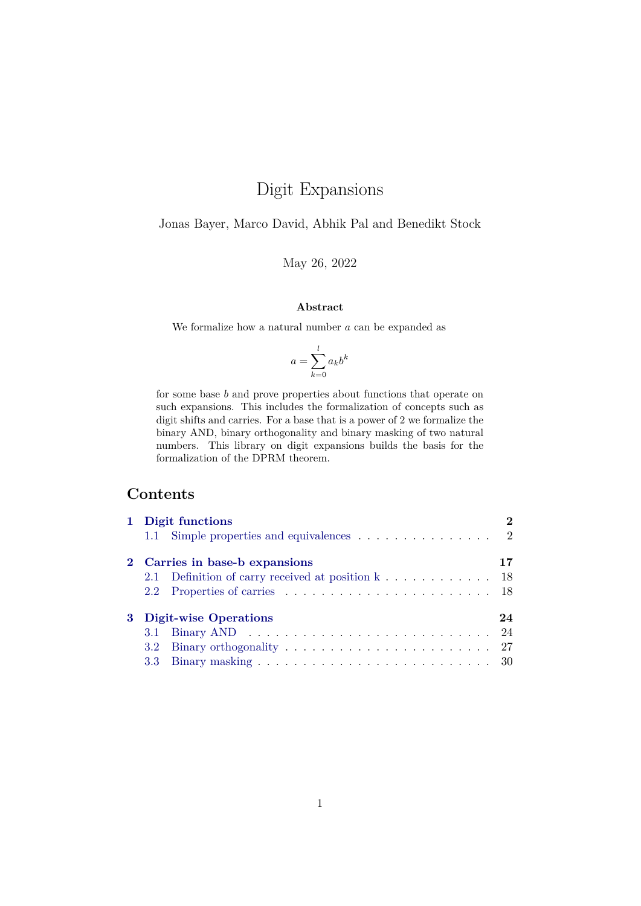# Digit Expansions

Jonas Bayer, Marco David, Abhik Pal and Benedikt Stock

May 26, 2022

**Abstract**

We formalize how a natural number $a$ can be expanded as

$$a = \sum_{k=0}^{l} a_k b^k$$

for some base $b$ and prove properties about functions that operate on such expansions. This includes the formalization of concepts such as digit shifts and carries. For a base that is a power of 2 we formalize the binary AND, binary orthogonality and binary masking of two natural numbers. This library on digit expansions builds the basis for the formalization of the DPRM theorem.

## Contents

**1 Digit functions** — 2
- 1.1 Simple properties and equivalences — 2

**2 Carries in base-b expansions** — 17
- 2.1 Definition of carry received at position k — 18
- 2.2 Properties of carries — 18

**3 Digit-wise Operations** — 24
- 3.1 Binary AND — 24
- 3.2 Binary orthogonality — 27
- 3.3 Binary masking — 30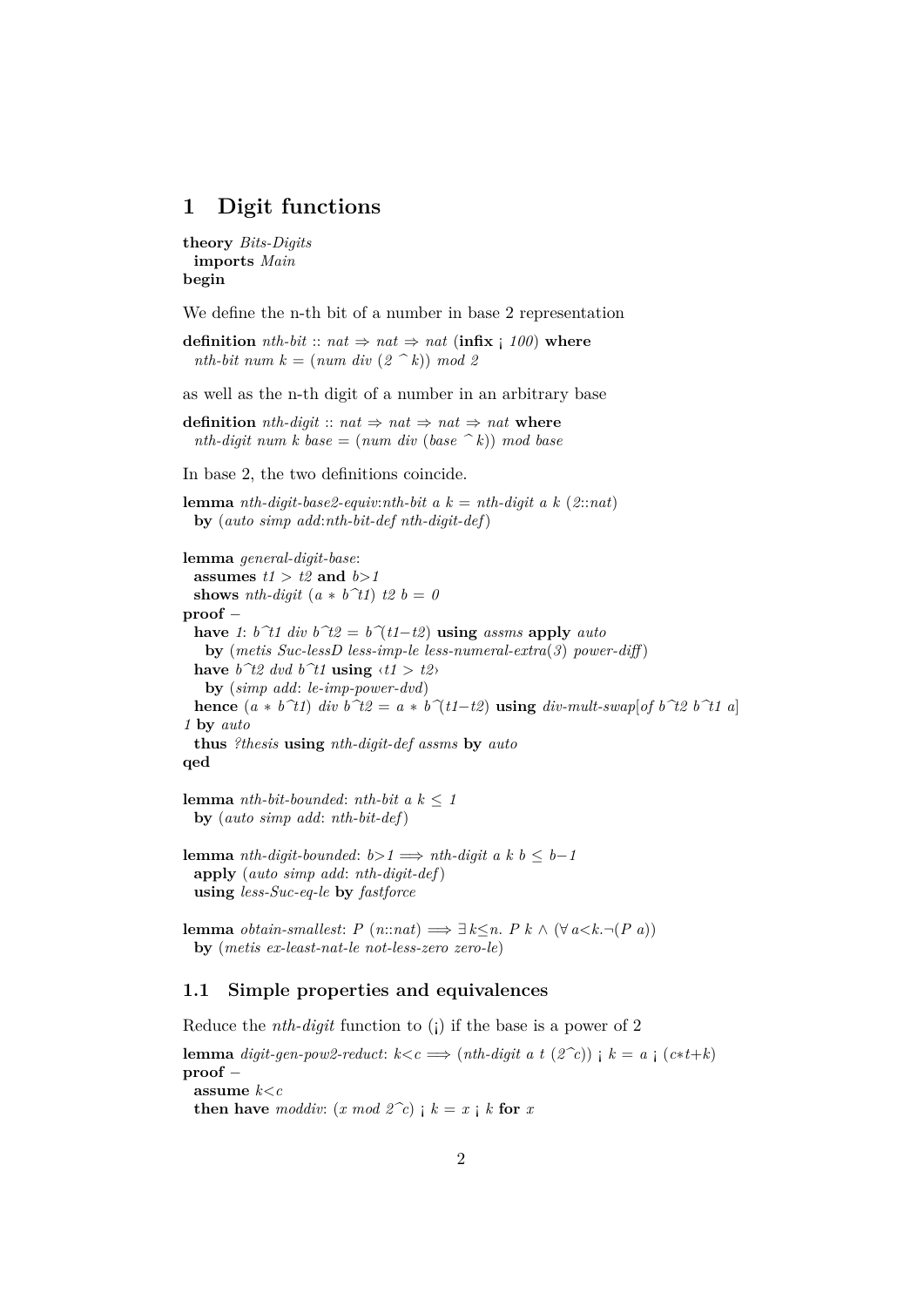## 1 Digit functions

```
theory Bits-Digits
  imports Main
begin
```

We define the n-th bit of a number in base 2 representation

```
definition nth-bit :: nat ⇒ nat ⇒ nat (infix ¡ 100) where
  nth-bit num k = (num div (2 ^ k)) mod 2
```

as well as the n-th digit of a number in an arbitrary base

```
definition nth-digit :: nat ⇒ nat ⇒ nat ⇒ nat where
  nth-digit num k base = (num div (base ^ k)) mod base
```

In base 2, the two definitions coincide.

```
lemma nth-digit-base2-equiv:nth-bit a k = nth-digit a k (2::nat)
  by (auto simp add:nth-bit-def nth-digit-def)

lemma general-digit-base:
  assumes t1 > t2 and b>1
  shows nth-digit (a * b^t1) t2 b = 0
proof –
  have 1: b^t1 div b^t2 = b^(t1−t2) using assms apply auto
    by (metis Suc-lessD less-imp-le less-numeral-extra(3) power-diff)
  have b^t2 dvd b^t1 using ‹t1 > t2›
    by (simp add: le-imp-power-dvd)
  hence (a * b^t1) div b^t2 = a * b^(t1−t2) using div-mult-swap[of b^t2 b^t1 a]
1 by auto
  thus ?thesis using nth-digit-def assms by auto
qed

lemma nth-bit-bounded: nth-bit a k ≤ 1
  by (auto simp add: nth-bit-def)

lemma nth-digit-bounded: b>1 ⟹ nth-digit a k b ≤ b−1
  apply (auto simp add: nth-digit-def)
  using less-Suc-eq-le by fastforce

lemma obtain-smallest: P (n::nat) ⟹ ∃k≤n. P k ∧ (∀a<k.¬(P a))
  by (metis ex-least-nat-le not-less-zero zero-le)
```

### 1.1 Simple properties and equivalences

Reduce the *nth-digit* function to (¡) if the base is a power of 2

```
lemma digit-gen-pow2-reduct: k<c ⟹ (nth-digit a t (2^c)) ¡ k = a ¡ (c*t+k)
proof –
  assume k<c
  then have moddiv: (x mod 2^c) ¡ k = x ¡ k for x
```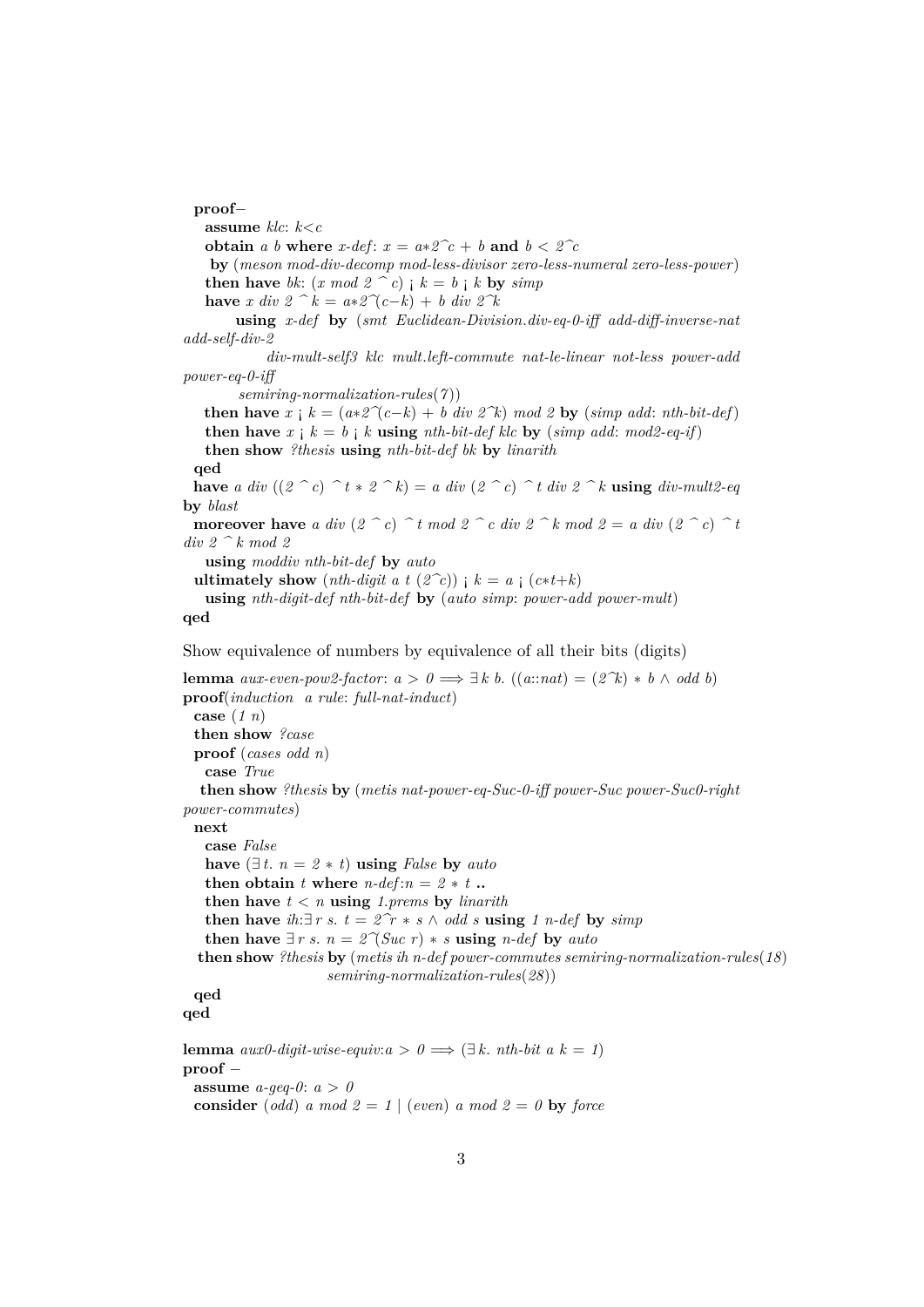```
proof–
  assume klc: k<c
  obtain a b where x-def: x = a*2^c + b and b < 2^c
   by (meson mod-div-decomp mod-less-divisor zero-less-numeral zero-less-power)
  then have bk: (x mod 2 ^ c) ¡ k = b ¡ k by simp
  have x div 2 ^ k = a*2^(c−k) + b div 2^k
      using x-def by (smt Euclidean-Division.div-eq-0-iff add-diff-inverse-nat
add-self-div-2
            div-mult-self3 klc mult.left-commute nat-le-linear not-less power-add
power-eq-0-iff
        semiring-normalization-rules(7))
  then have x ¡ k = (a*2^(c−k) + b div 2^k) mod 2 by (simp add: nth-bit-def)
  then have x ¡ k = b ¡ k using nth-bit-def klc by (simp add: mod2-eq-if)
  then show ?thesis using nth-bit-def bk by linarith
 qed
 have a div ((2 ^ c) ^ t * 2 ^ k) = a div (2 ^ c) ^ t div 2 ^ k using div-mult2-eq
by blast
 moreover have a div (2 ^ c) ^ t mod 2 ^ c div 2 ^ k mod 2 = a div (2 ^ c) ^ t
div 2 ^ k mod 2
  using moddiv nth-bit-def by auto
 ultimately show (nth-digit a t (2^c)) ¡ k = a ¡ (c*t+k)
  using nth-digit-def nth-bit-def by (auto simp: power-add power-mult)
qed
```

Show equivalence of numbers by equivalence of all their bits (digits)

```
lemma aux-even-pow2-factor: a > 0 ⟹ ∃ k b. ((a::nat) = (2^k) * b ∧ odd b)
proof(induction a rule: full-nat-induct)
 case (1 n)
 then show ?case
 proof (cases odd n)
  case True
  then show ?thesis by (metis nat-power-eq-Suc-0-iff power-Suc power-Suc0-right
power-commutes)
 next
  case False
  have (∃ t. n = 2 * t) using False by auto
  then obtain t where n-def:n = 2 * t ..
  then have t < n using 1.prems by linarith
  then have ih:∃ r s. t = 2^r * s ∧ odd s using 1 n-def by simp
  then have ∃ r s. n = 2^(Suc r) * s using n-def by auto
  then show ?thesis by (metis ih n-def power-commutes semiring-normalization-rules(18)
                    semiring-normalization-rules(28))
 qed
qed

lemma aux0-digit-wise-equiv:a > 0 ⟹ (∃ k. nth-bit a k = 1)
proof –
 assume a-geq-0: a > 0
 consider (odd) a mod 2 = 1 | (even) a mod 2 = 0 by force
```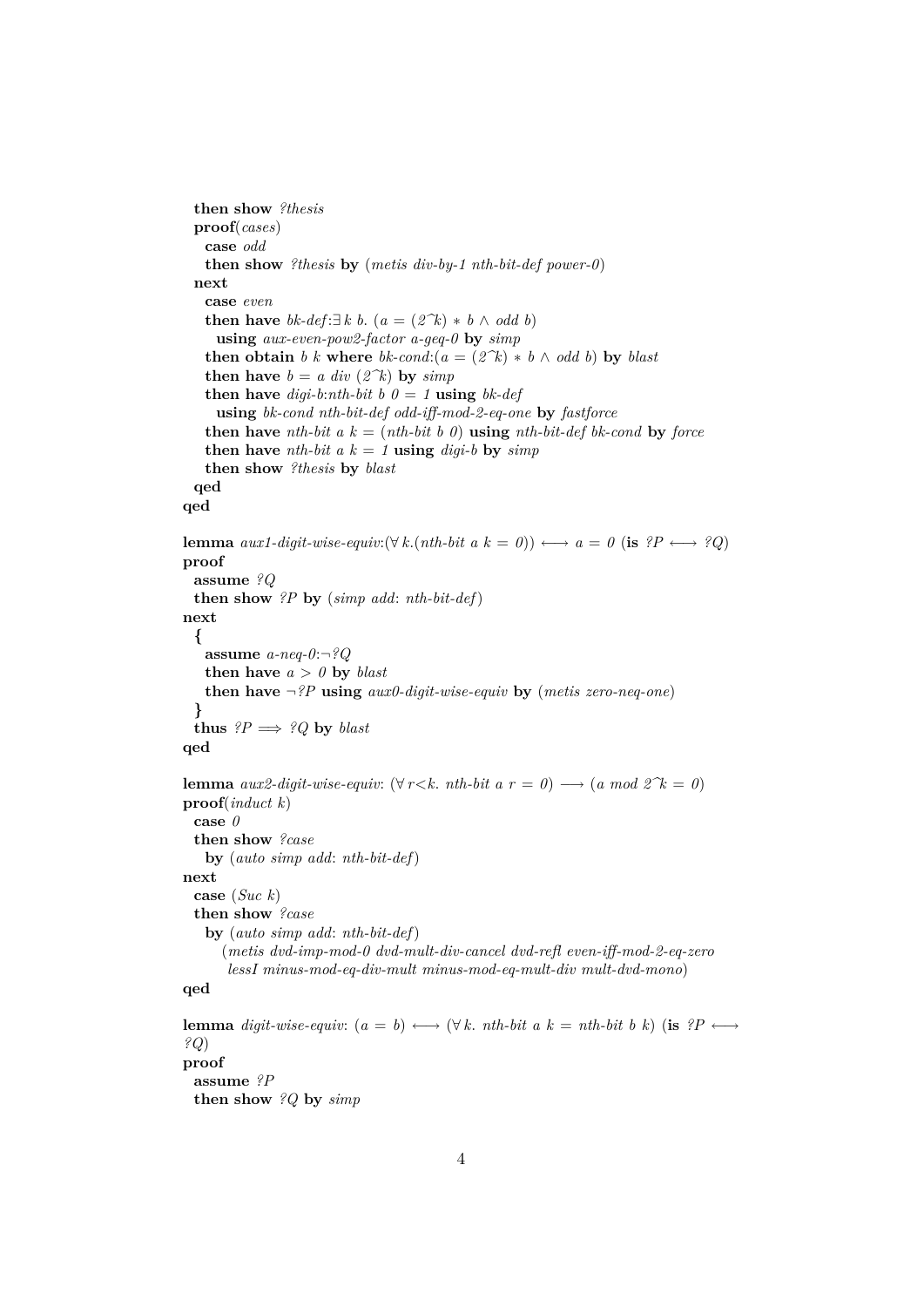```
  then show ?thesis
  proof(cases)
    case odd
    then show ?thesis by (metis div-by-1 nth-bit-def power-0)
  next
    case even
    then have bk-def:∃ k b. (a = (2^k) * b ∧ odd b)
      using aux-even-pow2-factor a-geq-0 by simp
    then obtain b k where bk-cond:(a = (2^k) * b ∧ odd b) by blast
    then have b = a div (2^k) by simp
    then have digi-b:nth-bit b 0 = 1 using bk-def
      using bk-cond nth-bit-def odd-iff-mod-2-eq-one by fastforce
    then have nth-bit a k = (nth-bit b 0) using nth-bit-def bk-cond by force
    then have nth-bit a k = 1 using digi-b by simp
    then show ?thesis by blast
  qed
qed

lemma aux1-digit-wise-equiv:(∀ k.(nth-bit a k = 0)) ⟷ a = 0 (is ?P ⟷ ?Q)
proof
  assume ?Q
  then show ?P by (simp add: nth-bit-def)
next
  {
    assume a-neq-0:¬?Q
    then have a > 0 by blast
    then have ¬?P using aux0-digit-wise-equiv by (metis zero-neq-one)
  }
  thus ?P ⟹ ?Q by blast
qed

lemma aux2-digit-wise-equiv: (∀ r<k. nth-bit a r = 0) ⟶ (a mod 2^k = 0)
proof(induct k)
  case 0
  then show ?case
    by (auto simp add: nth-bit-def)
next
  case (Suc k)
  then show ?case
    by (auto simp add: nth-bit-def)
      (metis dvd-imp-mod-0 dvd-mult-div-cancel dvd-refl even-iff-mod-2-eq-zero
       lessI minus-mod-eq-div-mult minus-mod-eq-mult-div mult-dvd-mono)
qed

lemma digit-wise-equiv: (a = b) ⟷ (∀ k. nth-bit a k = nth-bit b k) (is ?P ⟷
?Q)
proof
  assume ?P
  then show ?Q by simp
```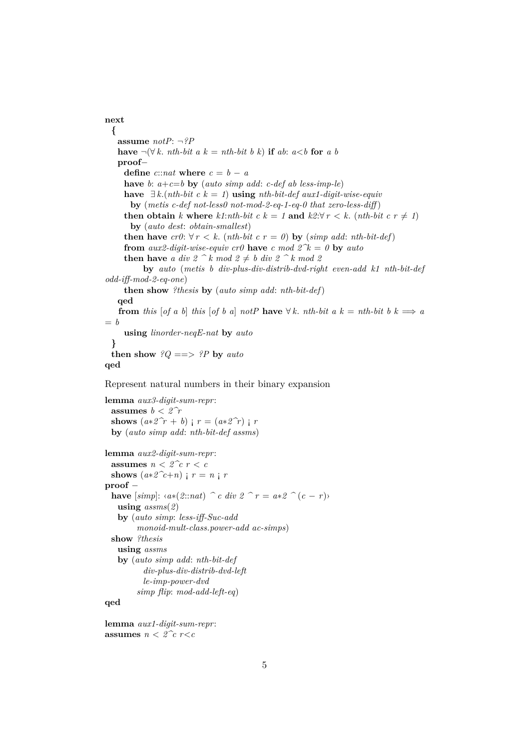```
next
  {
    assume notP: ¬?P
    have ¬(∀ k. nth-bit a k = nth-bit b k) if ab: a<b for a b
    proof–
      define c::nat where c = b − a
      have b: a+c=b by (auto simp add: c-def ab less-imp-le)
      have ∃ k.(nth-bit c k = 1) using nth-bit-def aux1-digit-wise-equiv
        by (metis c-def not-less0 not-mod-2-eq-1-eq-0 that zero-less-diff)
      then obtain k where k1:nth-bit c k = 1 and k2:∀ r < k. (nth-bit c r ≠ 1)
        by (auto dest: obtain-smallest)
      then have cr0: ∀ r < k. (nth-bit c r = 0) by (simp add: nth-bit-def)
      from aux2-digit-wise-equiv cr0 have c mod 2^k = 0 by auto
      then have a div 2 ^ k mod 2 ≠ b div 2 ^ k mod 2
          by auto (metis b div-plus-div-distrib-dvd-right even-add k1 nth-bit-def
odd-iff-mod-2-eq-one)
      then show ?thesis by (auto simp add: nth-bit-def)
    qed
    from this [of a b] this [of b a] notP have ∀ k. nth-bit a k = nth-bit b k ⟹ a
= b
      using linorder-neqE-nat by auto
  }
  then show ?Q ==> ?P by auto
qed
```

Represent natural numbers in their binary expansion

```
lemma aux3-digit-sum-repr:
  assumes b < 2^r
  shows (a*2^r + b) ¡ r = (a*2^r) ¡ r
  by (auto simp add: nth-bit-def assms)

lemma aux2-digit-sum-repr:
  assumes n < 2^c r < c
  shows (a*2^c+n) ¡ r = n ¡ r
proof −
  have [simp]: ‹a*(2::nat) ^ c div 2 ^ r = a*2 ^(c − r)›
    using assms(2)
    by (auto simp: less-iff-Suc-add
        monoid-mult-class.power-add ac-simps)
  show ?thesis
    using assms
    by (auto simp add: nth-bit-def
          div-plus-div-distrib-dvd-left
          le-imp-power-dvd
        simp flip: mod-add-left-eq)
qed

lemma aux1-digit-sum-repr:
assumes n < 2^c r<c
```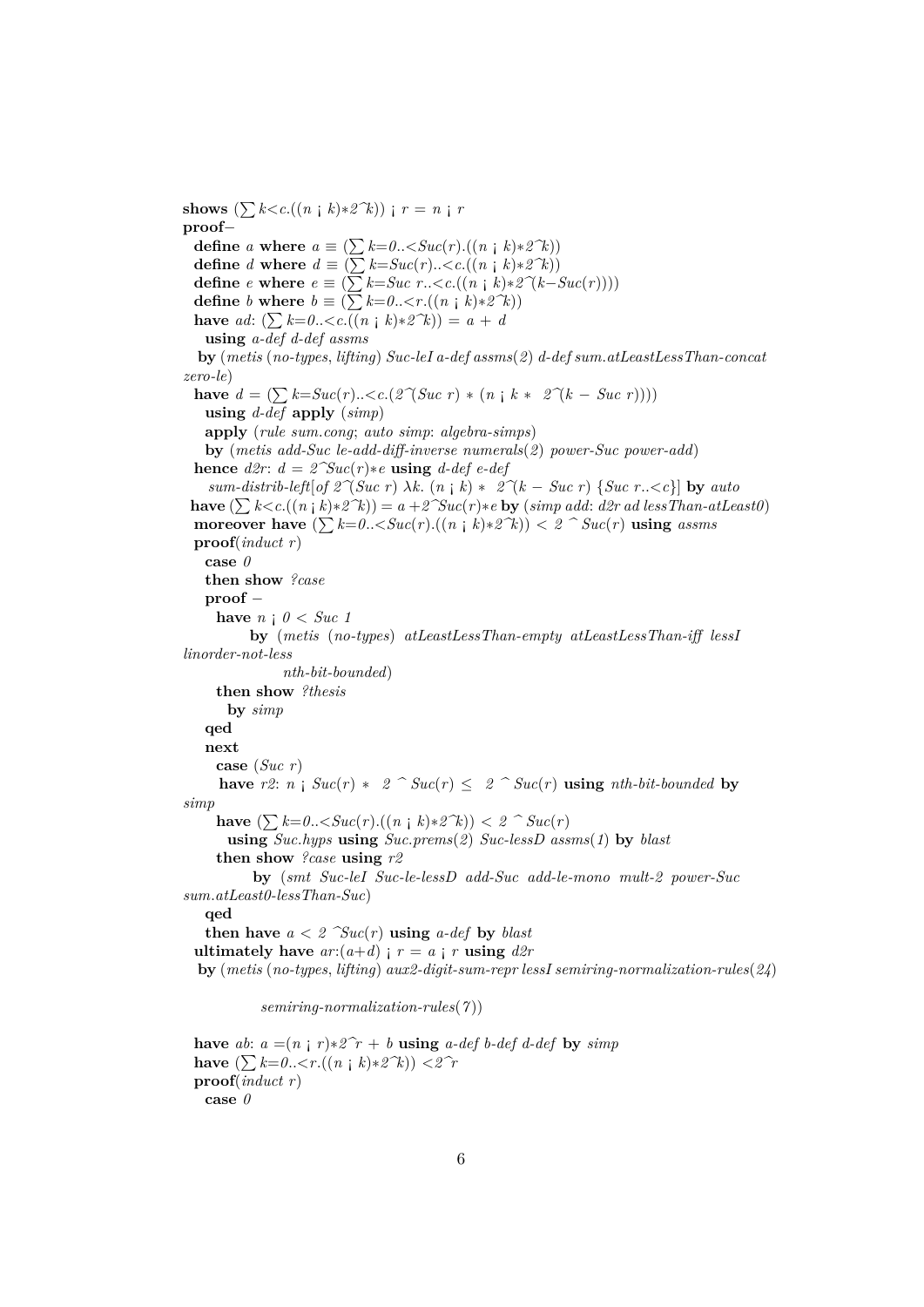```
shows (∑ k<c.((n ¡ k)*2^k)) ¡ r = n ¡ r
proof−
  define a where a ≡ (∑ k=0..<Suc(r).((n ¡ k)*2^k))
  define d where d ≡ (∑ k=Suc(r)..<c.((n ¡ k)*2^k))
  define e where e ≡ (∑ k=Suc r..<c.((n ¡ k)*2^(k−Suc(r))))
  define b where b ≡ (∑ k=0..<r.((n ¡ k)*2^k))
  have ad: (∑ k=0..<c.((n ¡ k)*2^k)) = a + d
    using a-def d-def assms
   by (metis (no-types, lifting) Suc-leI a-def assms(2) d-def sum.atLeastLessThan-concat
zero-le)
  have d = (∑ k=Suc(r)..<c.(2^(Suc r) * (n ¡ k * 2^(k − Suc r))))
    using d-def apply (simp)
    apply (rule sum.cong; auto simp: algebra-simps)
    by (metis add-Suc le-add-diff-inverse numerals(2) power-Suc power-add)
  hence d2r: d = 2^Suc(r)*e using d-def e-def
     sum-distrib-left[of 2^(Suc r) λk. (n ¡ k) * 2^(k − Suc r) {Suc r..<c}] by auto
 have (∑ k<c.((n ¡ k)*2^k)) = a +2^Suc(r)*e by (simp add: d2r ad lessThan-atLeast0)
  moreover have (∑ k=0..<Suc(r).((n ¡ k)*2^k)) < 2 ^ Suc(r) using assms
  proof(induct r)
    case 0
    then show ?case
    proof −
      have n ¡ 0 < Suc 1
            by (metis (no-types) atLeastLessThan-empty atLeastLessThan-iff lessI
linorder-not-less
                  nth-bit-bounded)
      then show ?thesis
        by simp
    qed
    next
      case (Suc r)
       have r2: n ¡ Suc(r) * 2 ^ Suc(r) ≤ 2 ^ Suc(r) using nth-bit-bounded by
simp
      have (∑ k=0..<Suc(r).((n ¡ k)*2^k)) < 2 ^ Suc(r)
        using Suc.hyps using Suc.prems(2) Suc-lessD assms(1) by blast
      then show ?case using r2
            by (smt Suc-leI Suc-le-lessD add-Suc add-le-mono mult-2 power-Suc
sum.atLeast0-lessThan-Suc)
    qed
    then have a < 2 ^Suc(r) using a-def by blast
  ultimately have ar:(a+d) ¡ r = a ¡ r using d2r
   by (metis (no-types, lifting) aux2-digit-sum-repr lessI semiring-normalization-rules(24)

              semiring-normalization-rules(7))

  have ab: a =(n ¡ r)*2^r + b using a-def b-def d-def by simp
  have (∑ k=0..<r.((n ¡ k)*2^k)) <2^r
  proof(induct r)
    case 0
```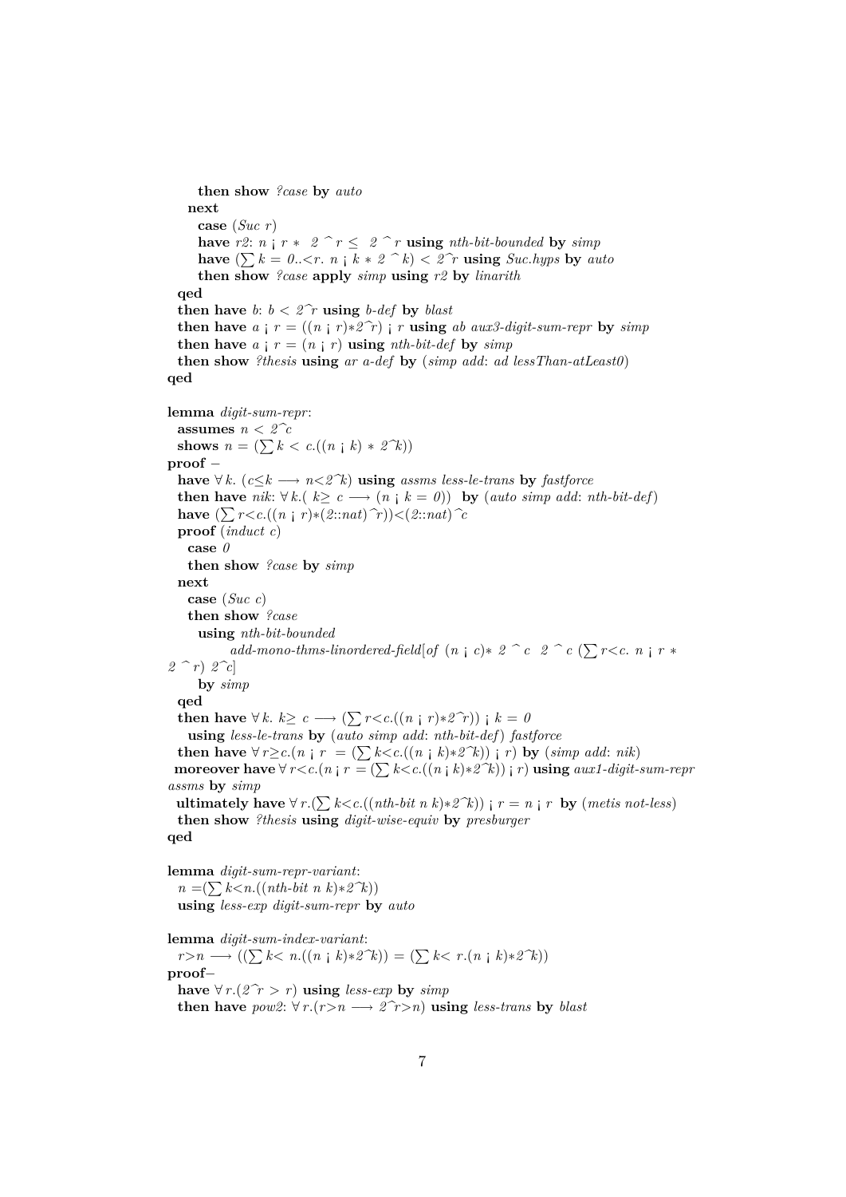```
    then show ?case by auto
  next
    case (Suc r)
    have r2: n ¡ r *  2 ^ r ≤  2 ^ r using nth-bit-bounded by simp
    have (∑ k = 0..<r. n ¡ k * 2 ^ k) < 2^r using Suc.hyps by auto
    then show ?case apply simp using r2 by linarith
  qed
  then have b: b < 2^r using b-def by blast
  then have a ¡ r = ((n ¡ r)*2^r) ¡ r using ab aux3-digit-sum-repr by simp
  then have a ¡ r = (n ¡ r) using nth-bit-def by simp
  then show ?thesis using ar a-def by (simp add: ad lessThan-atLeast0)
qed

lemma digit-sum-repr:
  assumes n < 2^c
  shows n = (∑ k < c.((n ¡ k) * 2^k))
proof –
  have ∀ k. (c≤k ⟶ n<2^k) using assms less-le-trans by fastforce
  then have nik: ∀ k.( k≥ c ⟶ (n ¡ k = 0))  by (auto simp add: nth-bit-def)
  have (∑ r<c.((n ¡ r)*(2::nat)^r))<(2::nat)^c
  proof (induct c)
    case 0
    then show ?case by simp
  next
    case (Suc c)
    then show ?case
      using nth-bit-bounded
           add-mono-thms-linordered-field[of (n ¡ c)* 2 ^ c  2 ^ c (∑ r<c. n ¡ r *
2 ^ r) 2^c]
      by simp
  qed
  then have ∀ k. k≥ c ⟶ (∑ r<c.((n ¡ r)*2^r)) ¡ k = 0
    using less-le-trans by (auto simp add: nth-bit-def) fastforce
  then have ∀ r≥c.(n ¡ r  = (∑ k<c.((n ¡ k)*2^k)) ¡ r) by (simp add: nik)
 moreover have ∀ r<c.(n ¡ r = (∑ k<c.((n ¡ k)*2^k)) ¡ r) using aux1-digit-sum-repr
assms by simp
  ultimately have ∀ r.(∑ k<c.((nth-bit n k)*2^k)) ¡ r = n ¡ r  by (metis not-less)
  then show ?thesis using digit-wise-equiv by presburger
qed

lemma digit-sum-repr-variant:
  n =(∑ k<n.((nth-bit n k)*2^k))
  using less-exp digit-sum-repr by auto

lemma digit-sum-index-variant:
  r>n ⟶ ((∑ k< n.((n ¡ k)*2^k)) = (∑ k< r.(n ¡ k)*2^k))
proof–
  have ∀ r.(2^r > r) using less-exp by simp
  then have pow2: ∀ r.(r>n ⟶ 2^r>n) using less-trans by blast
```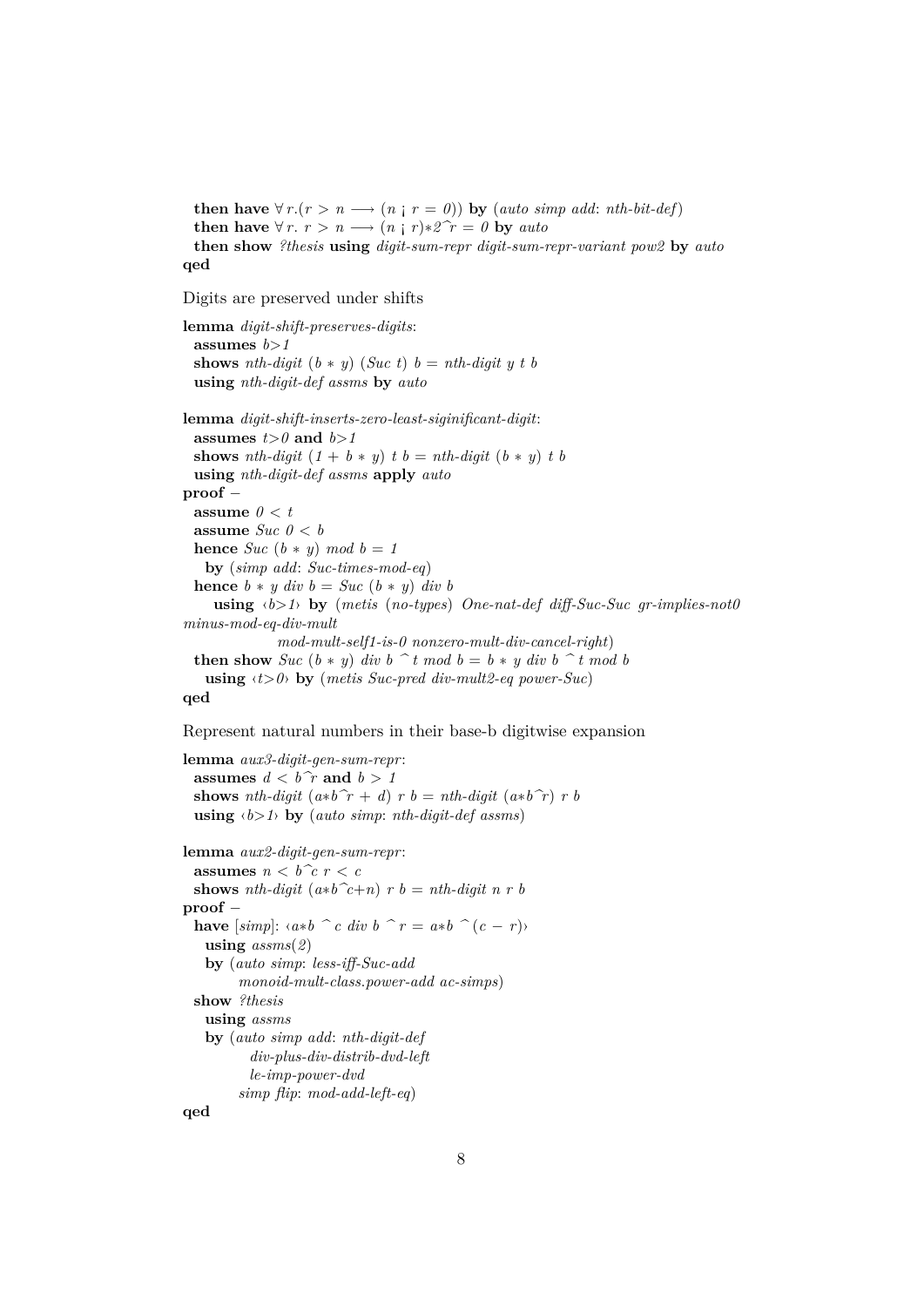```
  then have ∀ r.(r > n ⟶ (n ¡ r = 0)) by (auto simp add: nth-bit-def)
  then have ∀ r. r > n ⟶ (n ¡ r)*2^r = 0 by auto
  then show ?thesis using digit-sum-repr digit-sum-repr-variant pow2 by auto
qed
```

Digits are preserved under shifts

```
lemma digit-shift-preserves-digits:
  assumes b>1
  shows nth-digit (b * y) (Suc t) b = nth-digit y t b
  using nth-digit-def assms by auto

lemma digit-shift-inserts-zero-least-siginificant-digit:
  assumes t>0 and b>1
  shows nth-digit (1 + b * y) t b = nth-digit (b * y) t b
  using nth-digit-def assms apply auto
proof -
  assume 0 < t
  assume Suc 0 < b
  hence Suc (b * y) mod b = 1
    by (simp add: Suc-times-mod-eq)
  hence b * y div b = Suc (b * y) div b
      using ‹b>1› by (metis (no-types) One-nat-def diff-Suc-Suc gr-implies-not0
minus-mod-eq-div-mult
                mod-mult-self1-is-0 nonzero-mult-div-cancel-right)
  then show Suc (b * y) div b ^ t mod b = b * y div b ^ t mod b
    using ‹t>0› by (metis Suc-pred div-mult2-eq power-Suc)
qed
```

Represent natural numbers in their base-b digitwise expansion

```
lemma aux3-digit-gen-sum-repr:
  assumes d < b^r and b > 1
  shows nth-digit (a*b^r + d) r b = nth-digit (a*b^r) r b
  using ‹b>1› by (auto simp: nth-digit-def assms)

lemma aux2-digit-gen-sum-repr:
  assumes n < b^c r < c
  shows nth-digit (a*b^c+n) r b = nth-digit n r b
proof -
  have [simp]: ‹a*b ^ c div b ^ r = a*b ^(c − r)›
    using assms(2)
    by (auto simp: less-iff-Suc-add
          monoid-mult-class.power-add ac-simps)
  show ?thesis
    using assms
    by (auto simp add: nth-digit-def
            div-plus-div-distrib-dvd-left
            le-imp-power-dvd
          simp flip: mod-add-left-eq)
qed
```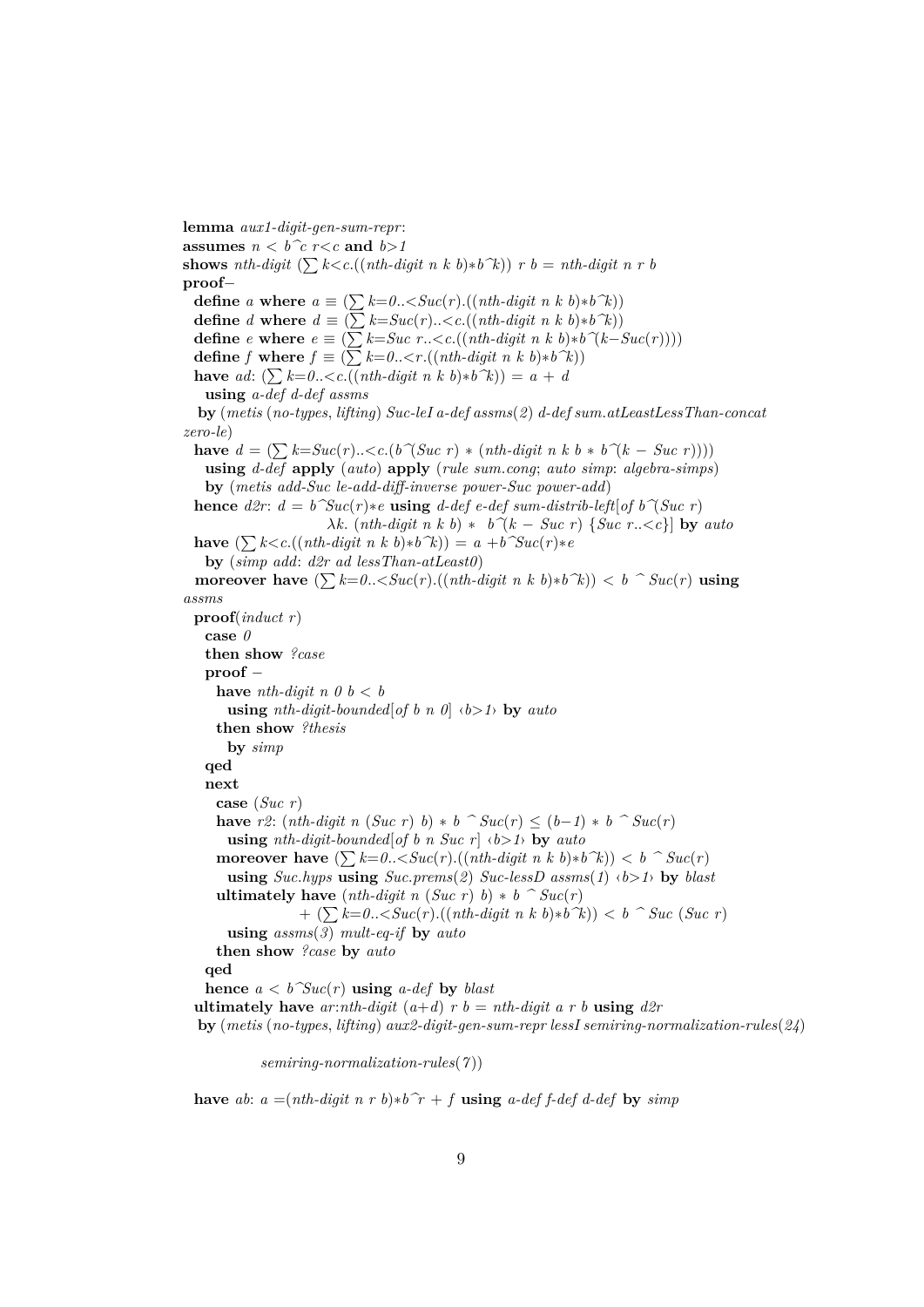**lemma** *aux1-digit-gen-sum-repr*:
**assumes** *n* < *b*^*c* *r*<*c* **and** *b*>*1*
**shows** *nth-digit* (∑ *k*<*c*.((*nth-digit n k b*)∗*b*^*k*)) *r b* = *nth-digit n r b*
**proof**−
  **define** *a* **where** *a* ≡ (∑ *k*=*0*..<*Suc*(*r*).((*nth-digit n k b*)∗*b*^*k*))
  **define** *d* **where** *d* ≡ (∑ *k*=*Suc*(*r*)..<*c*.((*nth-digit n k b*)∗*b*^*k*))
  **define** *e* **where** *e* ≡ (∑ *k*=*Suc r*..<*c*.((*nth-digit n k b*)∗*b*^(*k*−*Suc*(*r*))))
  **define** *f* **where** *f* ≡ (∑ *k*=*0*..<*r*.((*nth-digit n k b*)∗*b*^*k*))
  **have** *ad*: (∑ *k*=*0*..<*c*.((*nth-digit n k b*)∗*b*^*k*)) = *a* + *d*
    **using** *a-def d-def assms*
   **by** (*metis* (*no-types*, *lifting*) *Suc-leI a-def assms*(*2*) *d-def sum.atLeastLessThan-concat zero-le*)
  **have** *d* = (∑ *k*=*Suc*(*r*)..<*c*.(*b*^(*Suc r*) ∗ (*nth-digit n k b* ∗ *b*^(*k* − *Suc r*))))
    **using** *d-def* **apply** (*auto*) **apply** (*rule sum.cong*; *auto simp*: *algebra-simps*)
    **by** (*metis add-Suc le-add-diff-inverse power-Suc power-add*)
  **hence** *d2r*: *d* = *b*^*Suc*(*r*)∗*e* **using** *d-def e-def sum-distrib-left*[*of b*^(*Suc r*)
                λ*k*. (*nth-digit n k b*) ∗ *b*^(*k* − *Suc r*) {*Suc r*..<*c*}] **by** *auto*
  **have** (∑ *k*<*c*.((*nth-digit n k b*)∗*b*^*k*)) = *a* +*b*^*Suc*(*r*)∗*e*
    **by** (*simp add*: *d2r ad lessThan-atLeast0*)
  **moreover have** (∑ *k*=*0*..<*Suc*(*r*).((*nth-digit n k b*)∗*b*^*k*)) < *b* ^ *Suc*(*r*) **using** *assms*
  **proof**(*induct r*)
    **case** *0*
    **then show** *?case*
    **proof** −
      **have** *nth-digit n 0 b* < *b*
        **using** *nth-digit-bounded*[*of b n 0*] ‹*b*>*1*› **by** *auto*
      **then show** *?thesis*
        **by** *simp*
    **qed**
    **next**
      **case** (*Suc r*)
      **have** *r2*: (*nth-digit n* (*Suc r*) *b*) ∗ *b* ^ *Suc*(*r*) ≤ (*b*−*1*) ∗ *b* ^ *Suc*(*r*)
        **using** *nth-digit-bounded*[*of b n Suc r*] ‹*b*>*1*› **by** *auto*
      **moreover have** (∑ *k*=*0*..<*Suc*(*r*).((*nth-digit n k b*)∗*b*^*k*)) < *b* ^ *Suc*(*r*)
        **using** *Suc.hyps* **using** *Suc.prems*(*2*) *Suc-lessD assms*(*1*) ‹*b*>*1*› **by** *blast*
      **ultimately have** (*nth-digit n* (*Suc r*) *b*) ∗ *b* ^ *Suc*(*r*)
                + (∑ *k*=*0*..<*Suc*(*r*).((*nth-digit n k b*)∗*b*^*k*)) < *b* ^ *Suc* (*Suc r*)
        **using** *assms*(*3*) *mult-eq-if* **by** *auto*
      **then show** *?case* **by** *auto*
    **qed**
    **hence** *a* < *b*^*Suc*(*r*) **using** *a-def* **by** *blast*
  **ultimately have** *ar*:*nth-digit* (*a*+*d*) *r b* = *nth-digit a r b* **using** *d2r*
   **by** (*metis* (*no-types*, *lifting*) *aux2-digit-gen-sum-repr lessI semiring-normalization-rules*(*24*)

        *semiring-normalization-rules*(*7*))

  **have** *ab*: *a* =(*nth-digit n r b*)∗*b*^*r* + *f* **using** *a-def f-def d-def* **by** *simp*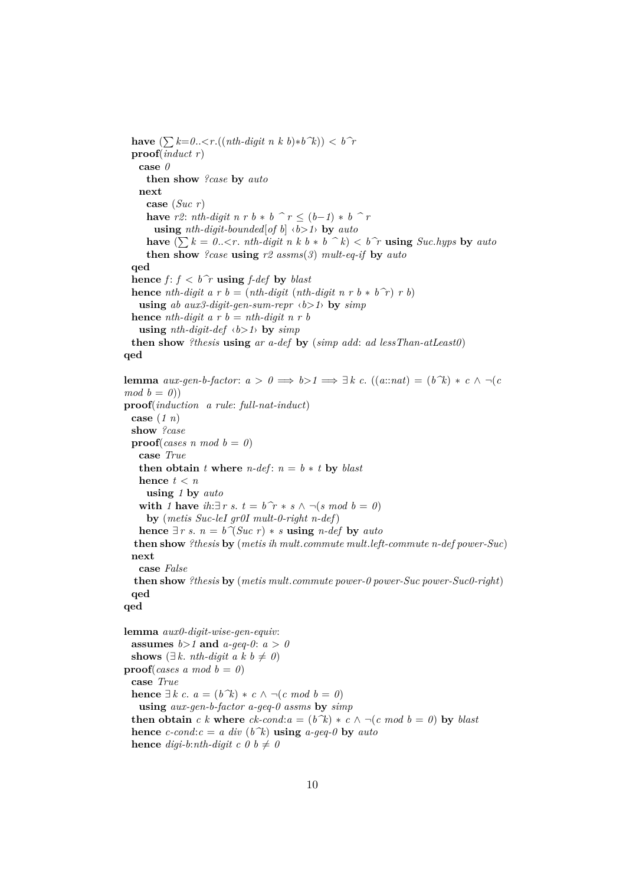```
  have (∑ k=0..<r.((nth-digit n k b)*b^k)) < b^r
  proof(induct r)
    case 0
      then show ?case by auto
    next
      case (Suc r)
      have r2: nth-digit n r b * b ^ r ≤ (b−1) * b ^ r
        using nth-digit-bounded[of b] ‹b>1› by auto
      have (∑ k = 0..<r. nth-digit n k b * b ^ k) < b^r using Suc.hyps by auto
      then show ?case using r2 assms(3) mult-eq-if by auto
  qed
  hence f: f < b^r using f-def by blast
  hence nth-digit a r b = (nth-digit (nth-digit n r b * b^r) r b)
    using ab aux3-digit-gen-sum-repr ‹b>1› by simp
  hence nth-digit a r b = nth-digit n r b
    using nth-digit-def ‹b>1› by simp
  then show ?thesis using ar a-def by (simp add: ad lessThan-atLeast0)
qed

lemma aux-gen-b-factor: a > 0 ⟹ b>1 ⟹ ∃ k c. ((a::nat) = (b^k) * c ∧ ¬(c
mod b = 0))
proof(induction  a rule: full-nat-induct)
  case (1 n)
  show ?case
  proof(cases n mod b = 0)
    case True
    then obtain t where n-def: n = b * t by blast
    hence t < n
      using 1 by auto
    with 1 have ih:∃ r s. t = b^r * s ∧ ¬(s mod b = 0)
      by (metis Suc-leI gr0I mult-0-right n-def)
    hence ∃ r s. n = b^(Suc r) * s using n-def by auto
   then show ?thesis by (metis ih mult.commute mult.left-commute n-def power-Suc)
  next
    case False
   then show ?thesis by (metis mult.commute power-0 power-Suc power-Suc0-right)
  qed
qed

lemma aux0-digit-wise-gen-equiv:
  assumes b>1 and a-geq-0: a > 0
  shows (∃ k. nth-digit a k b ≠ 0)
proof(cases a mod b = 0)
  case True
  hence ∃ k c. a = (b^k) * c ∧ ¬(c mod b = 0)
    using aux-gen-b-factor a-geq-0 assms by simp
  then obtain c k where ck-cond:a = (b^k) * c ∧ ¬(c mod b = 0) by blast
  hence c-cond:c = a div (b^k) using a-geq-0 by auto
  hence digi-b:nth-digit c 0 b ≠ 0
```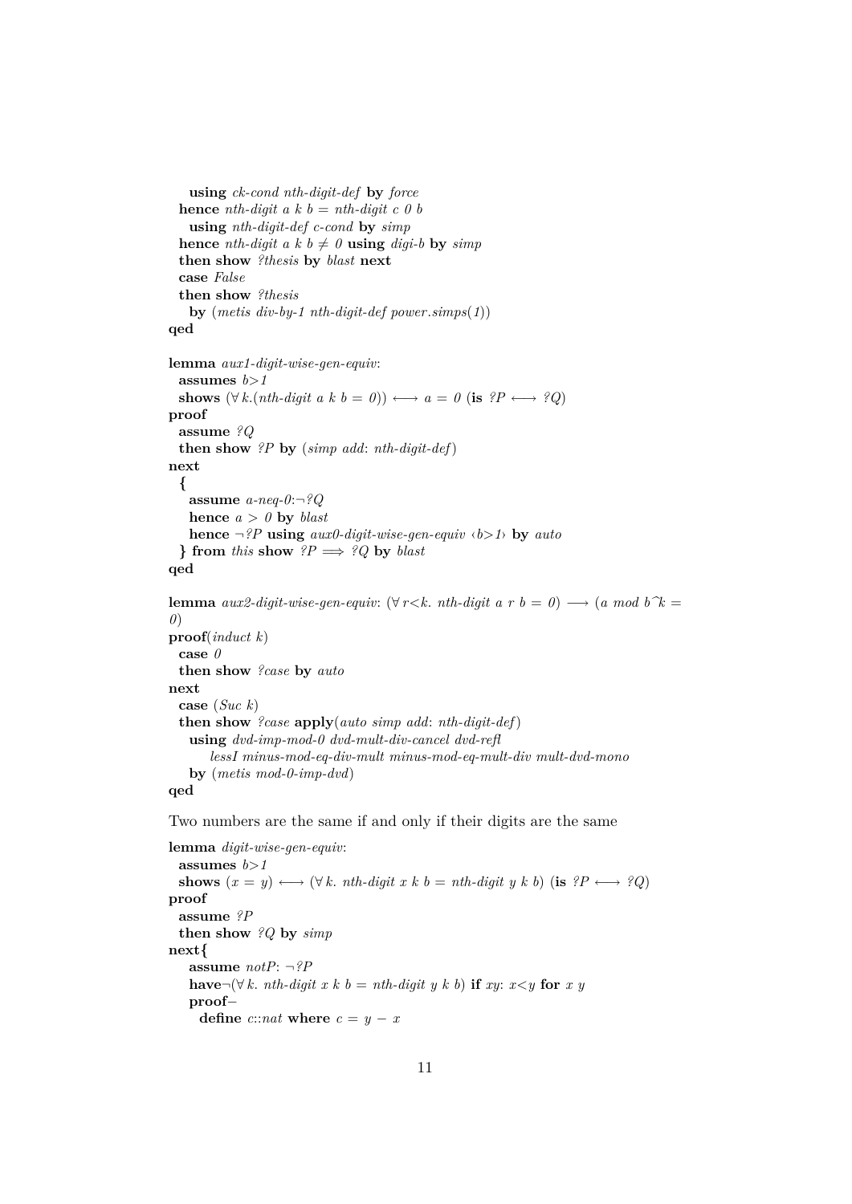```
    using ck-cond nth-digit-def by force
  hence nth-digit a k b = nth-digit c 0 b
    using nth-digit-def c-cond by simp
  hence nth-digit a k b ≠ 0 using digi-b by simp
  then show ?thesis by blast next
  case False
  then show ?thesis
    by (metis div-by-1 nth-digit-def power.simps(1))
qed

lemma aux1-digit-wise-gen-equiv:
  assumes b>1
  shows (∀ k.(nth-digit a k b = 0)) ⟷ a = 0 (is ?P ⟷ ?Q)
proof
  assume ?Q
  then show ?P by (simp add: nth-digit-def)
next
  {
    assume a-neq-0:¬?Q
    hence a > 0 by blast
    hence ¬?P using aux0-digit-wise-gen-equiv ‹b>1› by auto
  } from this show ?P ⟹ ?Q by blast
qed

lemma aux2-digit-wise-gen-equiv: (∀ r<k. nth-digit a r b = 0) ⟶ (a mod b^k =
0)
proof(induct k)
  case 0
  then show ?case by auto
next
  case (Suc k)
  then show ?case apply(auto simp add: nth-digit-def)
    using dvd-imp-mod-0 dvd-mult-div-cancel dvd-refl
        lessI minus-mod-eq-div-mult minus-mod-eq-mult-div mult-dvd-mono
    by (metis mod-0-imp-dvd)
qed
```

Two numbers are the same if and only if their digits are the same

```
lemma digit-wise-gen-equiv:
  assumes b>1
  shows (x = y) ⟷ (∀ k. nth-digit x k b = nth-digit y k b) (is ?P ⟷ ?Q)
proof
  assume ?P
  then show ?Q by simp
next{
    assume notP: ¬?P
    have¬(∀ k. nth-digit x k b = nth-digit y k b) if xy: x<y for x y
    proof–
      define c::nat where c = y − x
```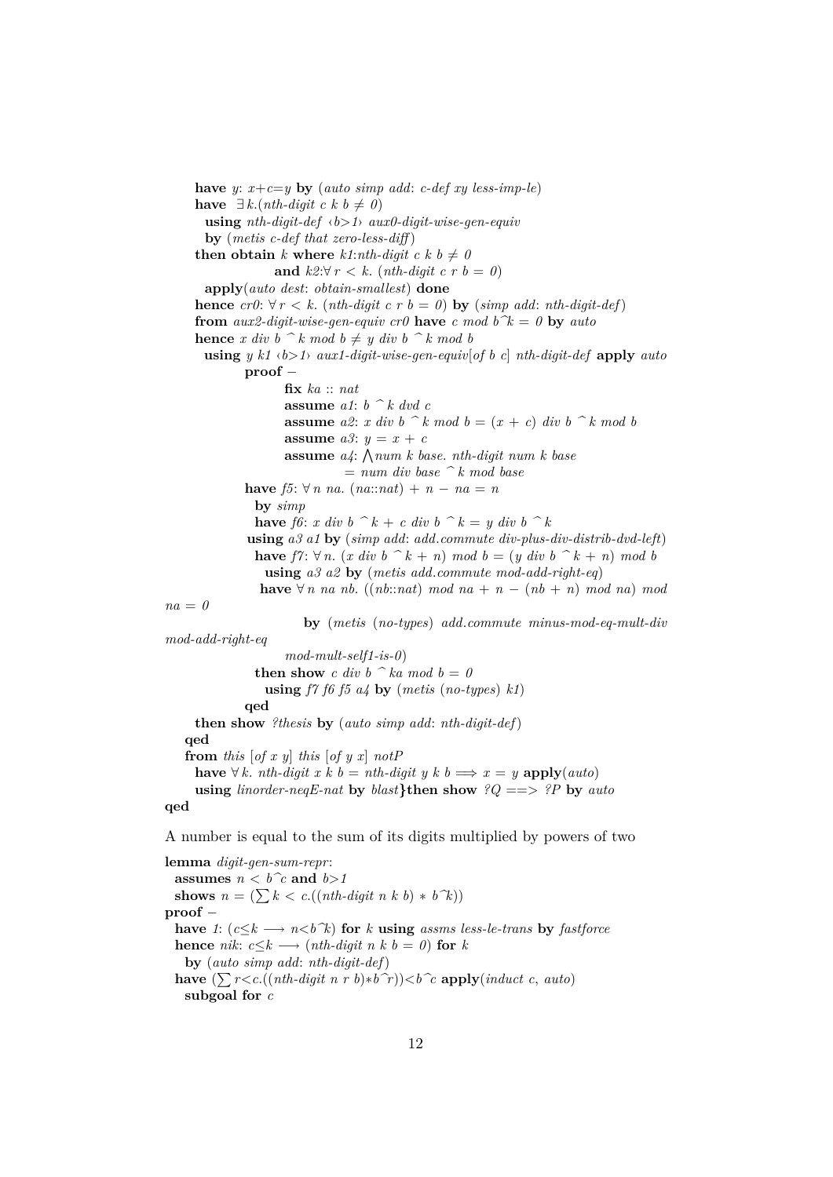```
      have y: x+c=y by (auto simp add: c-def xy less-imp-le)
      have  ∃ k.(nth-digit c k b ≠ 0)
        using nth-digit-def ‹b>1› aux0-digit-wise-gen-equiv
        by (metis c-def that zero-less-diff)
      then obtain k where k1:nth-digit c k b ≠ 0
                    and k2:∀ r < k. (nth-digit c r b = 0)
        apply(auto dest: obtain-smallest) done
      hence cr0: ∀ r < k. (nth-digit c r b = 0) by (simp add: nth-digit-def)
      from aux2-digit-wise-gen-equiv cr0 have c mod b^k = 0 by auto
      hence x div b ^ k mod b ≠ y div b ^ k mod b
        using y k1 ‹b>1› aux1-digit-wise-gen-equiv[of b c] nth-digit-def apply auto
              proof −
                     fix ka :: nat
                     assume a1: b ^ k dvd c
                     assume a2: x div b ^ k mod b = (x + c) div b ^ k mod b
                     assume a3: y = x + c
                     assume a4: ⋀num k base. nth-digit num k base
                                 = num div base ^ k mod base
              have f5: ∀ n na. (na::nat) + n − na = n
                by simp
                have f6: x div b ^ k + c div b ^ k = y div b ^ k
               using a3 a1 by (simp add: add.commute div-plus-div-distrib-dvd-left)
                have f7: ∀ n. (x div b ^ k + n) mod b = (y div b ^ k + n) mod b
                  using a3 a2 by (metis add.commute mod-add-right-eq)
                 have ∀ n na nb. ((nb::nat) mod na + n − (nb + n) mod na) mod
na = 0
                          by (metis (no-types) add.commute minus-mod-eq-mult-div
mod-add-right-eq
                     mod-mult-self1-is-0)
                then show c div b ^ ka mod b = 0
                  using f7 f6 f5 a4 by (metis (no-types) k1)
              qed
      then show ?thesis by (auto simp add: nth-digit-def)
    qed
    from this [of x y] this [of y x] notP
      have ∀ k. nth-digit x k b = nth-digit y k b ⟹ x = y apply(auto)
      using linorder-neqE-nat by blast}then show ?Q ==> ?P by auto
qed
```

A number is equal to the sum of its digits multiplied by powers of two

```
lemma digit-gen-sum-repr:
  assumes n < b^c and b>1
  shows n = (∑ k < c.((nth-digit n k b) ∗ b^k))
proof −
  have 1: (c≤k ⟶ n<b^k) for k using assms less-le-trans by fastforce
  hence nik: c≤k ⟶ (nth-digit n k b = 0) for k
    by (auto simp add: nth-digit-def)
  have (∑ r<c.((nth-digit n r b)∗b^r))<b^c apply(induct c, auto)
    subgoal for c
```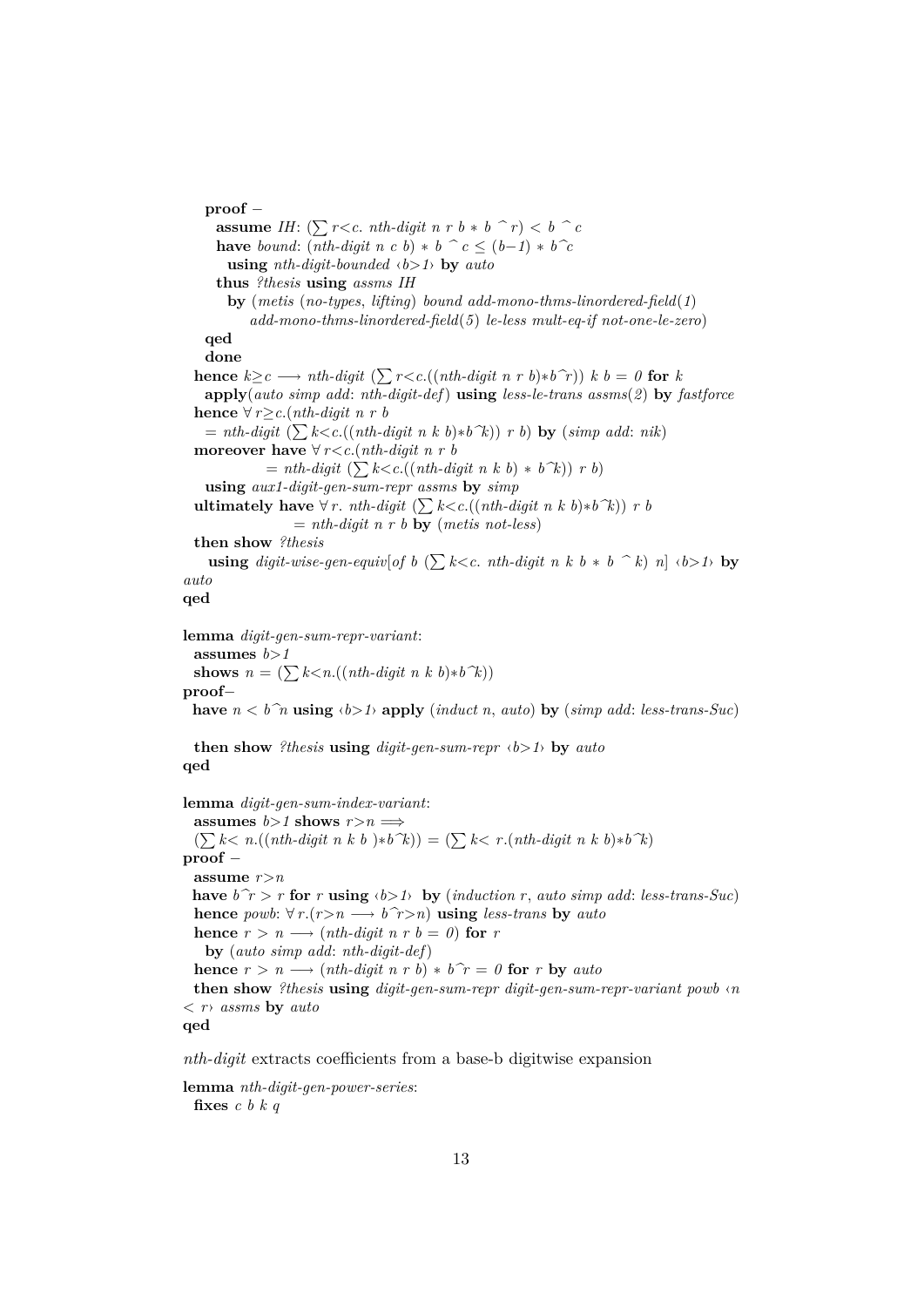```
    proof –
      assume IH: (∑ r<c. nth-digit n r b * b ^ r) < b ^ c
      have bound: (nth-digit n c b) * b ^ c ≤ (b−1) * b^c
        using nth-digit-bounded ‹b>1› by auto
      thus ?thesis using assms IH
        by (metis (no-types, lifting) bound add-mono-thms-linordered-field(1)
            add-mono-thms-linordered-field(5) le-less mult-eq-if not-one-le-zero)
    qed
    done
  hence k≥c ⟶ nth-digit (∑ r<c.((nth-digit n r b)*b^r)) k b = 0 for k
    apply(auto simp add: nth-digit-def) using less-le-trans assms(2) by fastforce
  hence ∀ r≥c.(nth-digit n r b
    = nth-digit (∑ k<c.((nth-digit n k b)*b^k)) r b) by (simp add: nik)
  moreover have ∀ r<c.(nth-digit n r b
              = nth-digit (∑ k<c.((nth-digit n k b) * b^k)) r b)
    using aux1-digit-gen-sum-repr assms by simp
  ultimately have ∀ r. nth-digit (∑ k<c.((nth-digit n k b)*b^k)) r b
                 = nth-digit n r b by (metis not-less)
  then show ?thesis
     using digit-wise-gen-equiv[of b (∑ k<c. nth-digit n k b * b ^ k) n] ‹b>1› by
auto
qed

lemma digit-gen-sum-repr-variant:
  assumes b>1
  shows n = (∑ k<n.((nth-digit n k b)*b^k))
proof–
  have n < b^n using ‹b>1› apply (induct n, auto) by (simp add: less-trans-Suc)

  then show ?thesis using digit-gen-sum-repr ‹b>1› by auto
qed

lemma digit-gen-sum-index-variant:
  assumes b>1 shows r>n ⟹
  (∑ k< n.((nth-digit n k b )*b^k)) = (∑ k< r.(nth-digit n k b)*b^k)
proof –
  assume r>n
  have b^r > r for r using ‹b>1›  by (induction r, auto simp add: less-trans-Suc)
  hence powb: ∀ r.(r>n ⟶ b^r>n) using less-trans by auto
  hence r > n ⟶ (nth-digit n r b = 0) for r
    by (auto simp add: nth-digit-def)
  hence r > n ⟶ (nth-digit n r b) * b^r = 0 for r by auto
  then show ?thesis using digit-gen-sum-repr digit-gen-sum-repr-variant powb ‹n
< r› assms by auto
qed
```

*nth-digit* extracts coefficients from a base-b digitwise expansion

```
lemma nth-digit-gen-power-series:
  fixes c b k q
```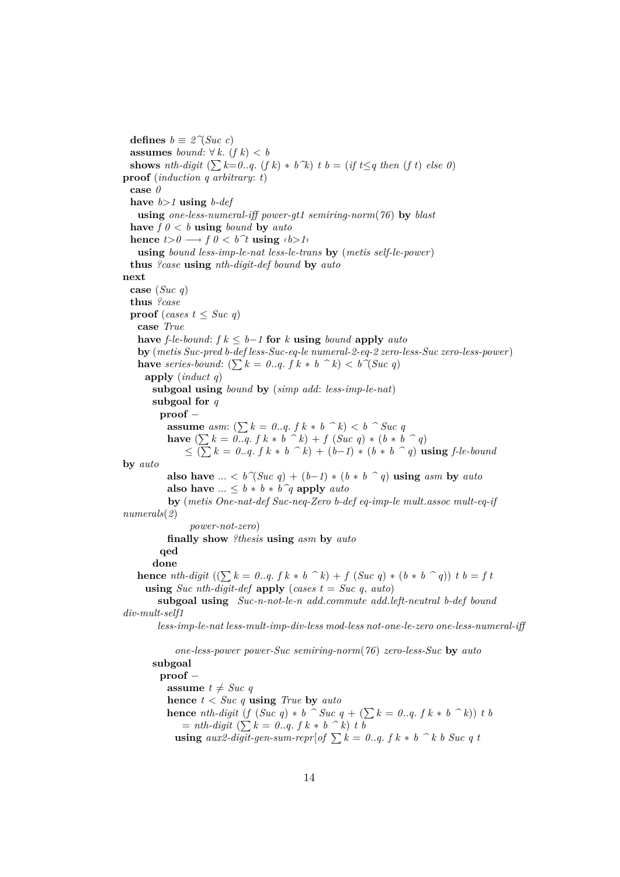```
  defines b ≡ 2^(Suc c)
  assumes bound: ∀ k. (f k) < b
  shows nth-digit (∑ k=0..q. (f k) * b^k) t b = (if t≤q then (f t) else 0)
proof (induction q arbitrary: t)
  case 0
  have b>1 using b-def
    using one-less-numeral-iff power-gt1 semiring-norm(76) by blast
  have f 0 < b using bound by auto
  hence t>0 ⟶ f 0 < b^t using ‹b>1›
    using bound less-imp-le-nat less-le-trans by (metis self-le-power)
  thus ?case using nth-digit-def bound by auto
next
  case (Suc q)
  thus ?case
  proof (cases t ≤ Suc q)
    case True
    have f-le-bound: f k ≤ b−1 for k using bound apply auto
    by (metis Suc-pred b-def less-Suc-eq-le numeral-2-eq-2 zero-less-Suc zero-less-power)
    have series-bound: (∑ k = 0..q. f k * b ^ k) < b^(Suc q)
      apply (induct q)
        subgoal using bound by (simp add: less-imp-le-nat)
        subgoal for q
          proof −
            assume asm: (∑ k = 0..q. f k * b ^ k) < b ^ Suc q
            have (∑ k = 0..q. f k * b ^ k) + f (Suc q) * (b * b ^ q)
                 ≤ (∑ k = 0..q. f k * b ^ k) + (b−1) * (b * b ^ q) using f-le-bound
by auto
            also have ... < b^(Suc q) + (b−1) * (b * b ^ q) using asm by auto
            also have ... ≤ b * b * b^q apply auto
             by (metis One-nat-def Suc-neq-Zero b-def eq-imp-le mult.assoc mult-eq-if
numerals(2)
                 power-not-zero)
            finally show ?thesis using asm by auto
          qed
        done
    hence nth-digit ((∑ k = 0..q. f k * b ^ k) + f (Suc q) * (b * b ^ q)) t b = f t
      using Suc nth-digit-def apply (cases t = Suc q, auto)
         subgoal using  Suc-n-not-le-n add.commute add.left-neutral b-def bound
div-mult-self1
         less-imp-le-nat less-mult-imp-div-less mod-less not-one-le-zero one-less-numeral-iff

             one-less-power power-Suc semiring-norm(76) zero-less-Suc by auto
        subgoal
          proof −
            assume t ≠ Suc q
            hence t < Suc q using True by auto
            hence nth-digit (f (Suc q) * b ^ Suc q + (∑ k = 0..q. f k * b ^ k)) t b
                = nth-digit (∑ k = 0..q. f k * b ^ k) t b
              using aux2-digit-gen-sum-repr[of ∑ k = 0..q. f k * b ^ k b Suc q t
```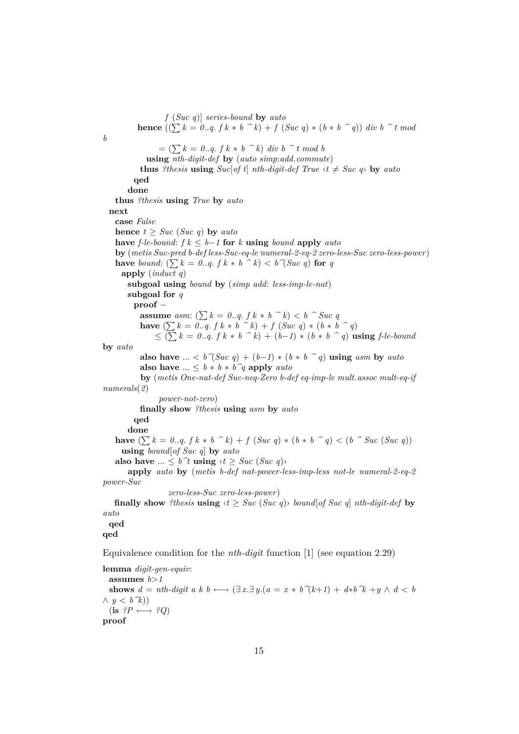```
              f (Suc q)] series-bound by auto
          hence ((∑ k = 0..q. f k * b ^ k) + f (Suc q) * (b * b ^ q)) div b ^ t mod
b
                = (∑ k = 0..q. f k * b ^ k) div b ^ t mod b
            using nth-digit-def by (auto simp:add.commute)
          thus ?thesis using Suc[of t] nth-digit-def True ‹t ≠ Suc q› by auto
        qed
      done
    thus ?thesis using True by auto
  next
    case False
    hence t ≥ Suc (Suc q) by auto
    have f-le-bound: f k ≤ b−1 for k using bound apply auto
    by (metis Suc-pred b-def less-Suc-eq-le numeral-2-eq-2 zero-less-Suc zero-less-power)
    have bound: (∑ k = 0..q. f k * b ^ k) < b^(Suc q) for q
      apply (induct q)
       subgoal using bound by (simp add: less-imp-le-nat)
       subgoal for q
         proof −
           assume asm: (∑ k = 0..q. f k * b ^ k) < b ^ Suc q
           have (∑ k = 0..q. f k * b ^ k) + f (Suc q) * (b * b ^ q)
                ≤ (∑ k = 0..q. f k * b ^ k) + (b−1) * (b * b ^ q) using f-le-bound
by auto
           also have ... < b^(Suc q) + (b−1) * (b * b ^ q) using asm by auto
           also have ... ≤ b * b * b^q apply auto
            by (metis One-nat-def Suc-neq-Zero b-def eq-imp-le mult.assoc mult-eq-if
numerals(2)
                power-not-zero)
           finally show ?thesis using asm by auto
         qed
       done
    have (∑ k = 0..q. f k * b ^ k) + f (Suc q) * (b * b ^ q) < (b ^ Suc (Suc q))
      using bound[of Suc q] by auto
    also have ... ≤ b^t using ‹t ≥ Suc (Suc q)›
       apply auto by (metis b-def nat-power-less-imp-less not-le numeral-2-eq-2
power-Suc
                zero-less-Suc zero-less-power)
    finally show ?thesis using ‹t ≥ Suc (Suc q)› bound[of Suc q] nth-digit-def by
auto
  qed
qed
```

Equivalence condition for the *nth-digit* function [1] (see equation 2.29)

```
lemma digit-gen-equiv:
  assumes b>1
  shows d = nth-digit a k b ⟷ (∃x.∃y.(a = x * b^(k+1) + d*b^k +y ∧ d < b
∧ y < b^k))
  (is ?P ⟷ ?Q)
proof
```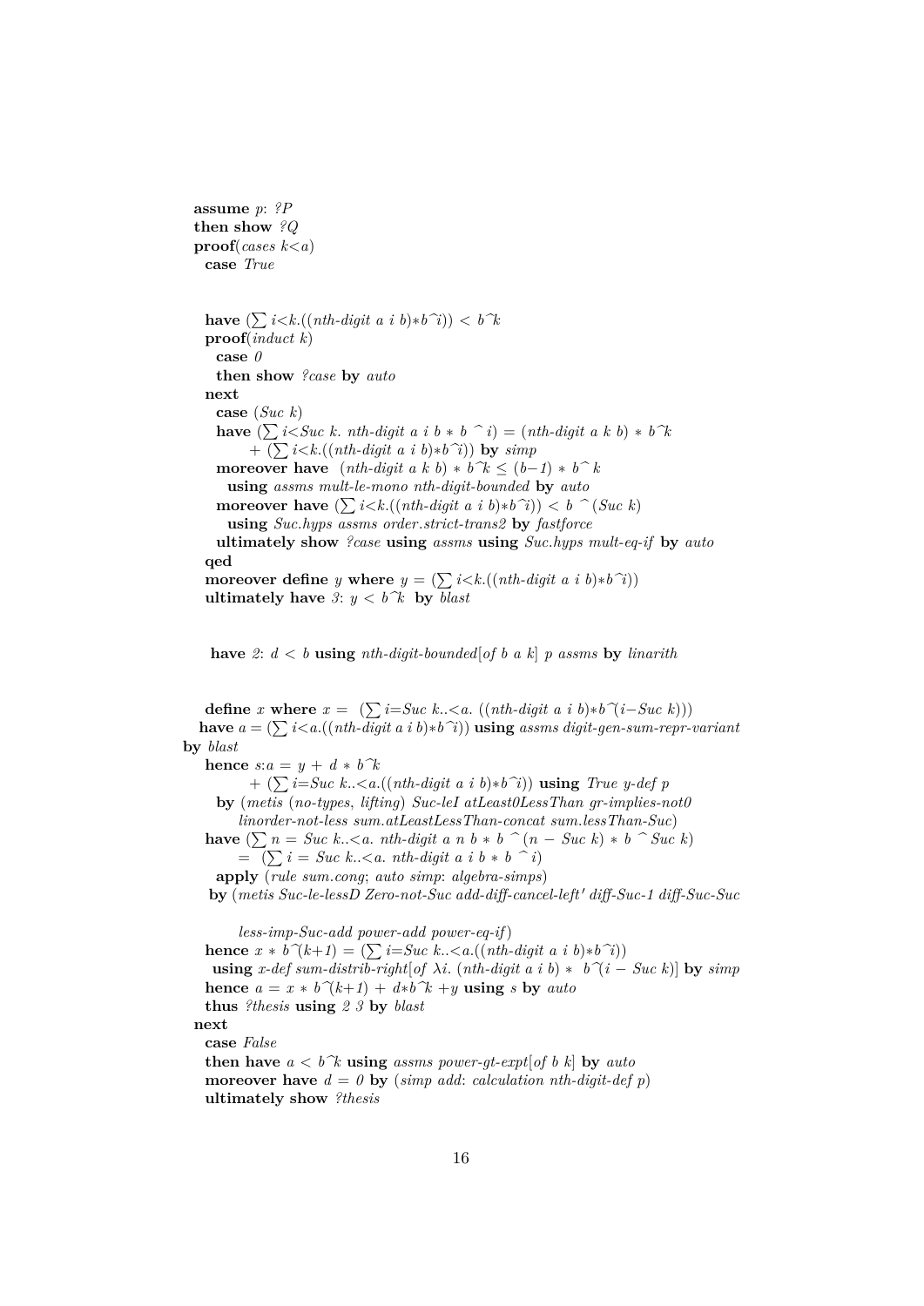```
  assume p: ?P
  then show ?Q
  proof(cases k<a)
    case True

    have (∑ i<k.((nth-digit a i b)*b^i)) < b^k
    proof(induct k)
      case 0
      then show ?case by auto
    next
      case (Suc k)
      have (∑ i<Suc k. nth-digit a i b * b ^ i) = (nth-digit a k b) * b^k
            + (∑ i<k.((nth-digit a i b)*b^i)) by simp
      moreover have (nth-digit a k b) * b^k ≤ (b−1) * b^ k
        using assms mult-le-mono nth-digit-bounded by auto
      moreover have (∑ i<k.((nth-digit a i b)*b^i)) < b ^(Suc k)
        using Suc.hyps assms order.strict-trans2 by fastforce
      ultimately show ?case using assms using Suc.hyps mult-eq-if by auto
    qed
    moreover define y where y = (∑ i<k.((nth-digit a i b)*b^i))
    ultimately have 3: y < b^k by blast


     have 2: d < b using nth-digit-bounded[of b a k] p assms by linarith


    define x where x = (∑ i=Suc k..<a. ((nth-digit a i b)*b^(i−Suc k)))
   have a = (∑ i<a.((nth-digit a i b)*b^i)) using assms digit-gen-sum-repr-variant
by blast
    hence s:a = y + d * b^k
           + (∑ i=Suc k..<a.((nth-digit a i b)*b^i)) using True y-def p
      by (metis (no-types, lifting) Suc-leI atLeast0LessThan gr-implies-not0
          linorder-not-less sum.atLeastLessThan-concat sum.lessThan-Suc)
    have (∑ n = Suc k..<a. nth-digit a n b * b ^(n − Suc k) * b ^ Suc k)
         = (∑ i = Suc k..<a. nth-digit a i b * b ^ i)
      apply (rule sum.cong; auto simp: algebra-simps)
     by (metis Suc-le-lessD Zero-not-Suc add-diff-cancel-left' diff-Suc-1 diff-Suc-Suc

          less-imp-Suc-add power-add power-eq-if)
    hence x * b^(k+1) = (∑ i=Suc k..<a.((nth-digit a i b)*b^i))
     using x-def sum-distrib-right[of λi. (nth-digit a i b) * b^(i − Suc k)] by simp
    hence a = x * b^(k+1) + d*b^k +y using s by auto
    thus ?thesis using 2 3 by blast
  next
    case False
    then have a < b^k using assms power-gt-expt[of b k] by auto
    moreover have d = 0 by (simp add: calculation nth-digit-def p)
    ultimately show ?thesis
```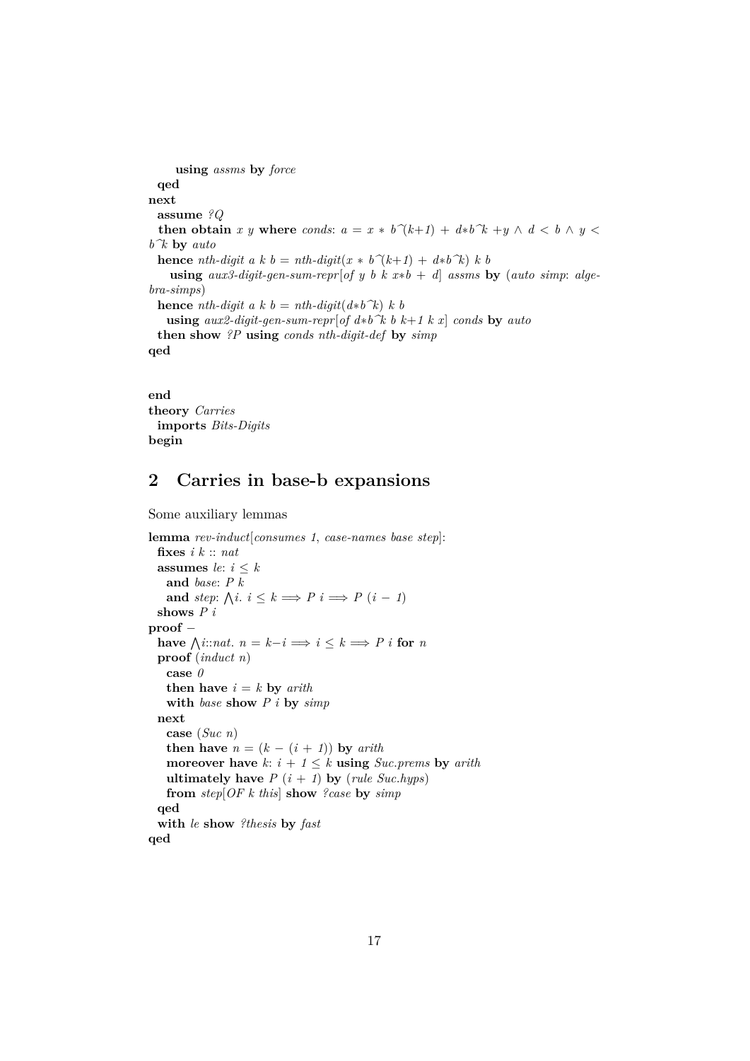```
    using assms by force
  qed
next
  assume ?Q
  then obtain x y where conds: a = x * b^(k+1) + d*b^k +y ∧ d < b ∧ y < b^k by auto
  hence nth-digit a k b = nth-digit(x * b^(k+1) + d*b^k) k b
    using aux3-digit-gen-sum-repr[of y b k x*b + d] assms by (auto simp: algebra-simps)
  hence nth-digit a k b = nth-digit(d*b^k) k b
    using aux2-digit-gen-sum-repr[of d*b^k b k+1 k x] conds by auto
  then show ?P using conds nth-digit-def by simp
qed


end
theory Carries
  imports Bits-Digits
begin
```

## 2 Carries in base-b expansions

Some auxiliary lemmas

```
lemma rev-induct[consumes 1, case-names base step]:
  fixes i k :: nat
  assumes le: i ≤ k
    and base: P k
    and step: ⋀i. i ≤ k ⟹ P i ⟹ P (i − 1)
  shows P i
proof −
  have ⋀i::nat. n = k−i ⟹ i ≤ k ⟹ P i for n
  proof (induct n)
    case 0
    then have i = k by arith
    with base show P i by simp
  next
    case (Suc n)
    then have n = (k − (i + 1)) by arith
    moreover have k: i + 1 ≤ k using Suc.prems by arith
    ultimately have P (i + 1) by (rule Suc.hyps)
    from step[OF k this] show ?case by simp
  qed
  with le show ?thesis by fast
qed
```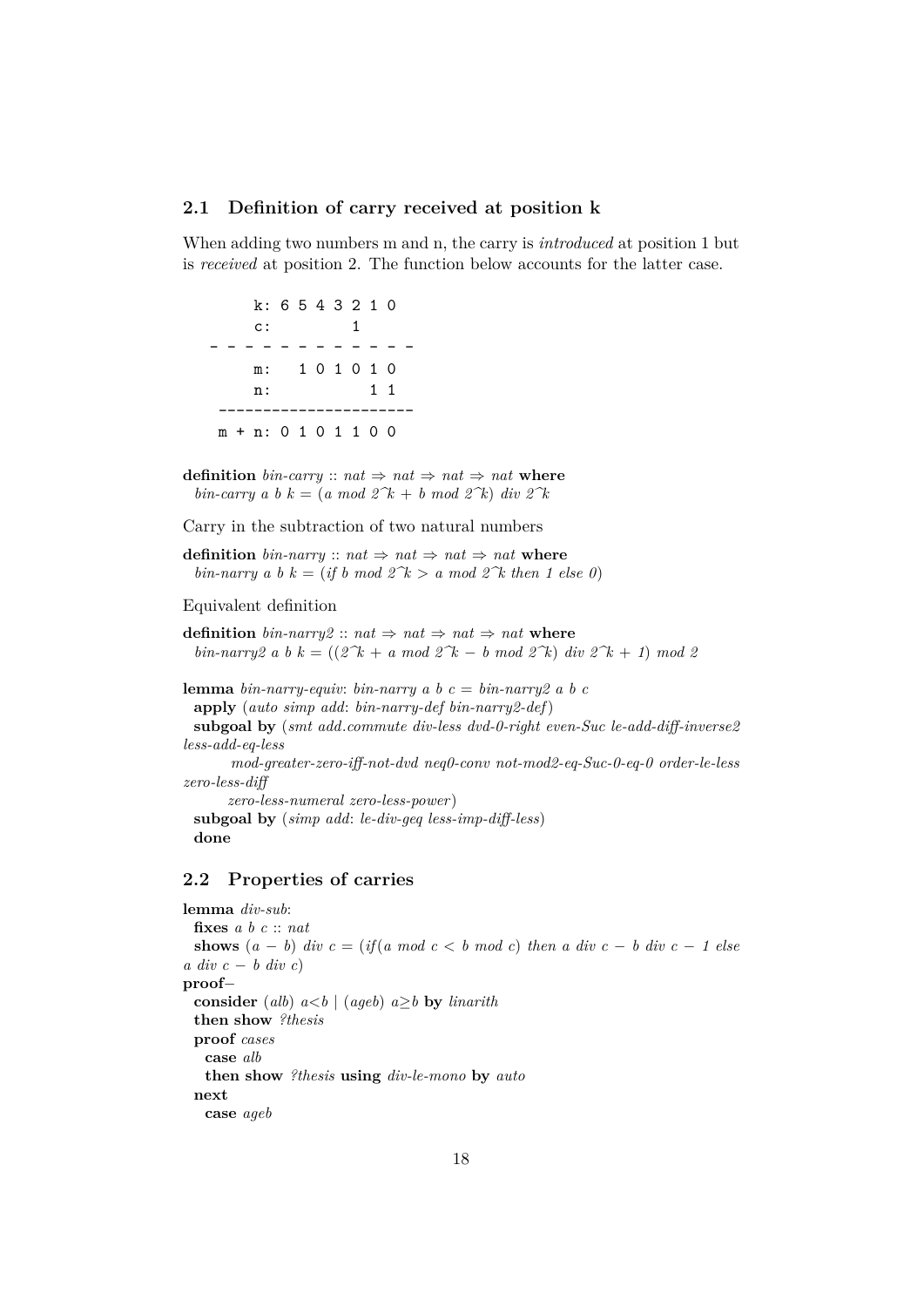## 2.1 Definition of carry received at position k

When adding two numbers m and n, the carry is *introduced* at position 1 but is *received* at position 2. The function below accounts for the latter case.

```
        k: 6 5 4 3 2 1 0
        c:         1
   - - - - - - - - - - - -
        m:   1 0 1 0 1 0
        n:           1 1
    ---------------------
    m + n: 0 1 0 1 1 0 0
```

```
definition bin-carry :: nat ⇒ nat ⇒ nat ⇒ nat where
  bin-carry a b k = (a mod 2^k + b mod 2^k) div 2^k
```

Carry in the subtraction of two natural numbers

```
definition bin-narry :: nat ⇒ nat ⇒ nat ⇒ nat where
  bin-narry a b k = (if b mod 2^k > a mod 2^k then 1 else 0)
```

Equivalent definition

```
definition bin-narry2 :: nat ⇒ nat ⇒ nat ⇒ nat where
  bin-narry2 a b k = ((2^k + a mod 2^k − b mod 2^k) div 2^k + 1) mod 2

lemma bin-narry-equiv: bin-narry a b c = bin-narry2 a b c
  apply (auto simp add: bin-narry-def bin-narry2-def)
  subgoal by (smt add.commute div-less dvd-0-right even-Suc le-add-diff-inverse2
less-add-eq-less
        mod-greater-zero-iff-not-dvd neq0-conv not-mod2-eq-Suc-0-eq-0 order-le-less
zero-less-diff
        zero-less-numeral zero-less-power)
  subgoal by (simp add: le-div-geq less-imp-diff-less)
  done
```

## 2.2 Properties of carries

```
lemma div-sub:
  fixes a b c :: nat
  shows (a − b) div c = (if(a mod c < b mod c) then a div c − b div c − 1 else
a div c − b div c)
proof−
  consider (alb) a<b | (ageb) a≥b by linarith
  then show ?thesis
  proof cases
    case alb
    then show ?thesis using div-le-mono by auto
  next
    case ageb
```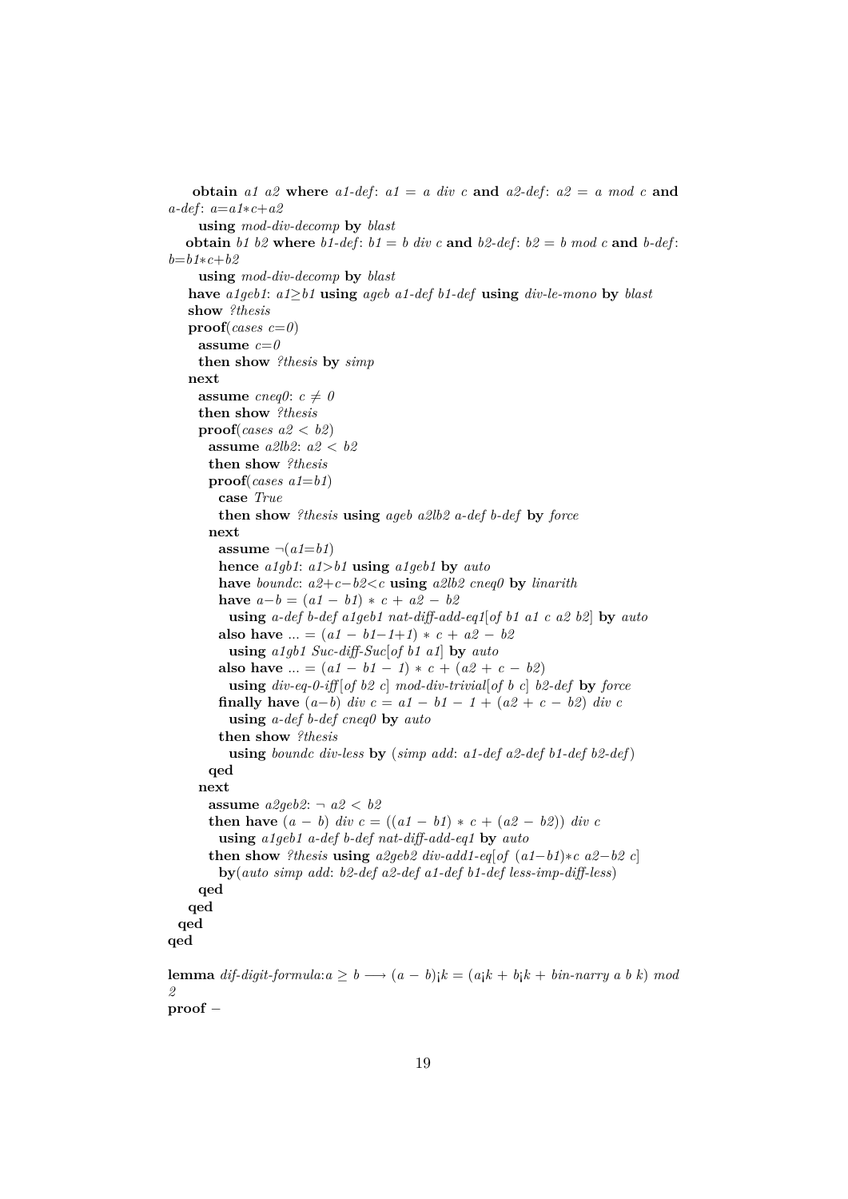```
    obtain a1 a2 where a1-def: a1 = a div c and a2-def: a2 = a mod c and
a-def: a=a1*c+a2
      using mod-div-decomp by blast
    obtain b1 b2 where b1-def: b1 = b div c and b2-def: b2 = b mod c and b-def:
b=b1*c+b2
      using mod-div-decomp by blast
    have a1geb1: a1≥b1 using ageb a1-def b1-def using div-le-mono by blast
    show ?thesis
    proof(cases c=0)
      assume c=0
      then show ?thesis by simp
    next
      assume cneq0: c ≠ 0
      then show ?thesis
      proof(cases a2 < b2)
        assume a2lb2: a2 < b2
        then show ?thesis
        proof(cases a1=b1)
          case True
          then show ?thesis using ageb a2lb2 a-def b-def by force
        next
          assume ¬(a1=b1)
          hence a1gb1: a1>b1 using a1geb1 by auto
          have boundc: a2+c−b2<c using a2lb2 cneq0 by linarith
          have a−b = (a1 − b1) * c + a2 − b2
            using a-def b-def a1geb1 nat-diff-add-eq1[of b1 a1 c a2 b2] by auto
          also have ... = (a1 − b1−1+1) * c + a2 − b2
            using a1gb1 Suc-diff-Suc[of b1 a1] by auto
          also have ... = (a1 − b1 − 1) * c + (a2 + c − b2)
            using div-eq-0-iff [of b2 c] mod-div-trivial[of b c] b2-def by force
          finally have (a−b) div c = a1 − b1 − 1 + (a2 + c − b2) div c
            using a-def b-def cneq0 by auto
          then show ?thesis
            using boundc div-less by (simp add: a1-def a2-def b1-def b2-def)
        qed
      next
        assume a2geb2: ¬ a2 < b2
        then have (a − b) div c = ((a1 − b1) * c + (a2 − b2)) div c
          using a1geb1 a-def b-def nat-diff-add-eq1 by auto
        then show ?thesis using a2geb2 div-add1-eq[of (a1−b1)*c a2−b2 c]
          by(auto simp add: b2-def a2-def a1-def b1-def less-imp-diff-less)
      qed
    qed
  qed
qed

lemma dif-digit-formula:a ≥ b ⟶ (a − b)¡k = (a¡k + b¡k + bin-narry a b k) mod
2
proof −
```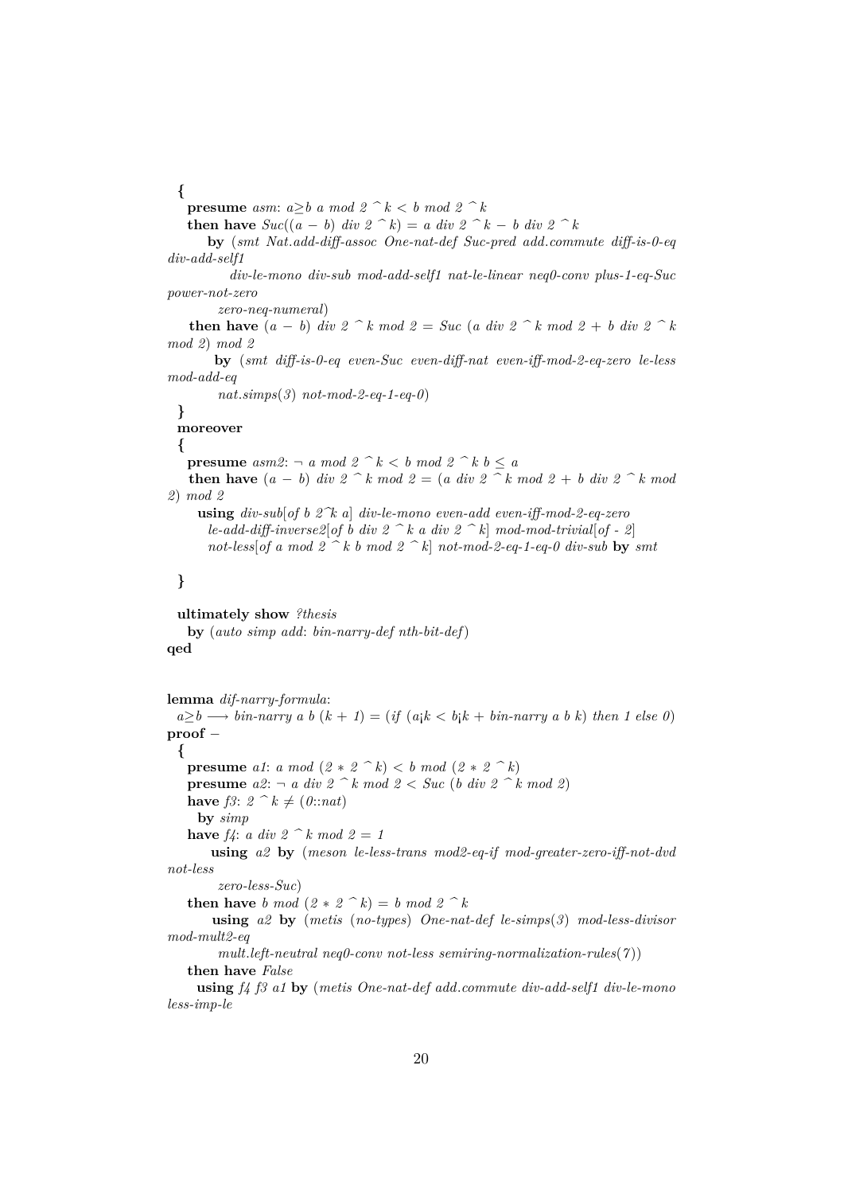```
  {
    presume asm: a≥b a mod 2 ^ k < b mod 2 ^ k
    then have Suc((a − b) div 2 ^ k) = a div 2 ^ k − b div 2 ^ k
        by (smt Nat.add-diff-assoc One-nat-def Suc-pred add.commute diff-is-0-eq
div-add-self1
            div-le-mono div-sub mod-add-self1 nat-le-linear neq0-conv plus-1-eq-Suc
power-not-zero
          zero-neq-numeral)
    then have (a − b) div 2 ^ k mod 2 = Suc (a div 2 ^ k mod 2 + b div 2 ^ k
mod 2) mod 2
        by (smt diff-is-0-eq even-Suc even-diff-nat even-iff-mod-2-eq-zero le-less
mod-add-eq
          nat.simps(3) not-mod-2-eq-1-eq-0)
  }
  moreover
  {
    presume asm2: ¬ a mod 2 ^ k < b mod 2 ^ k b ≤ a
    then have (a − b) div 2 ^ k mod 2 = (a div 2 ^ k mod 2 + b div 2 ^ k mod
2) mod 2
      using div-sub[of b 2^k a] div-le-mono even-add even-iff-mod-2-eq-zero
        le-add-diff-inverse2[of b div 2 ^ k a div 2 ^ k] mod-mod-trivial[of - 2]
        not-less[of a mod 2 ^ k b mod 2 ^ k] not-mod-2-eq-1-eq-0 div-sub by smt

  }

  ultimately show ?thesis
    by (auto simp add: bin-narry-def nth-bit-def)
qed


lemma dif-narry-formula:
  a≥b ⟶ bin-narry a b (k + 1) = (if (a¡k < b¡k + bin-narry a b k) then 1 else 0)
proof −
  {
    presume a1: a mod (2 ∗ 2 ^ k) < b mod (2 ∗ 2 ^ k)
    presume a2: ¬ a div 2 ^ k mod 2 < Suc (b div 2 ^ k mod 2)
    have f3: 2 ^ k ≠ (0::nat)
      by simp
    have f4: a div 2 ^ k mod 2 = 1
        using a2 by (meson le-less-trans mod2-eq-if mod-greater-zero-iff-not-dvd
not-less
          zero-less-Suc)
    then have b mod (2 ∗ 2 ^ k) = b mod 2 ^ k
        using a2 by (metis (no-types) One-nat-def le-simps(3) mod-less-divisor
mod-mult2-eq
          mult.left-neutral neq0-conv not-less semiring-normalization-rules(7))
    then have False
      using f4 f3 a1 by (metis One-nat-def add.commute div-add-self1 div-le-mono
less-imp-le
```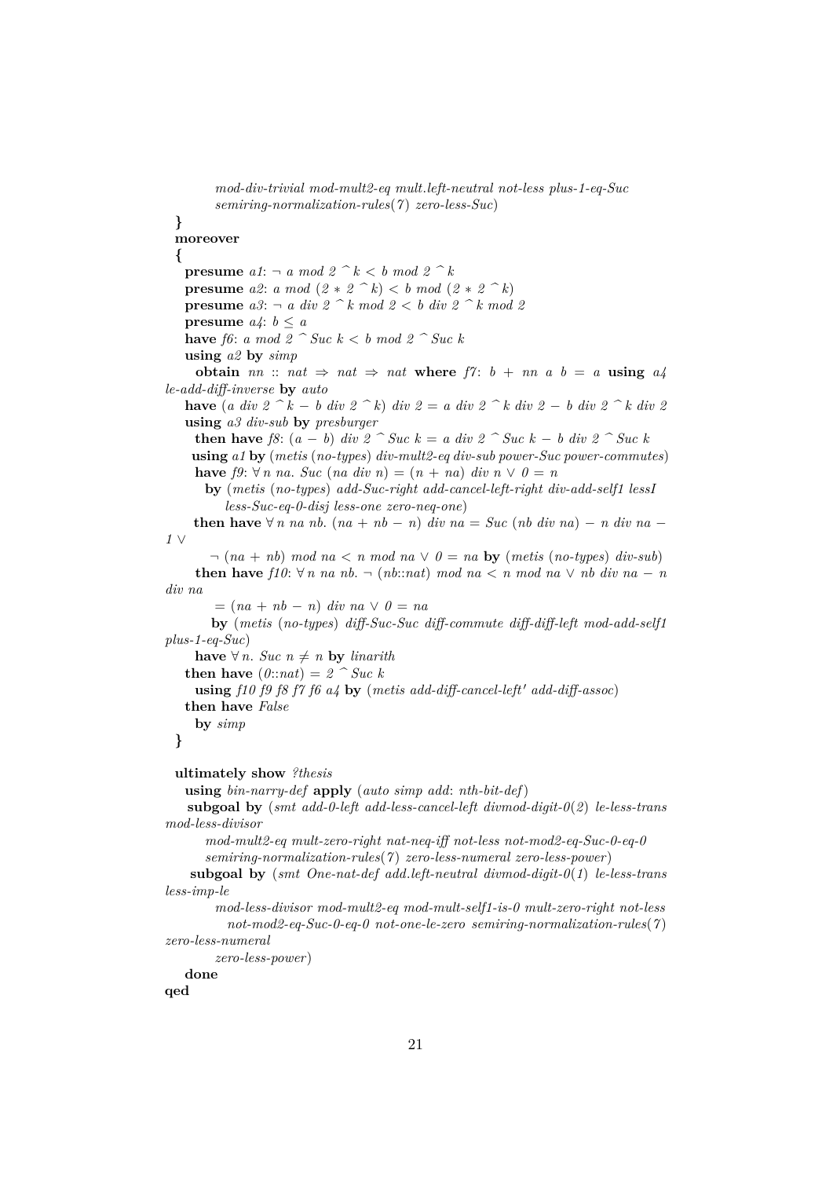```
        mod-div-trivial mod-mult2-eq mult.left-neutral not-less plus-1-eq-Suc
        semiring-normalization-rules(7) zero-less-Suc)
  }
  moreover
  {
    presume a1: ¬ a mod 2 ^ k < b mod 2 ^ k
    presume a2: a mod (2 * 2 ^ k) < b mod (2 * 2 ^ k)
    presume a3: ¬ a div 2 ^ k mod 2 < b div 2 ^ k mod 2
    presume a4: b ≤ a
    have f6: a mod 2 ^ Suc k < b mod 2 ^ Suc k
    using a2 by simp
      obtain nn :: nat ⇒ nat ⇒ nat where f7: b + nn a b = a using a4
le-add-diff-inverse by auto
    have (a div 2 ^ k − b div 2 ^ k) div 2 = a div 2 ^ k div 2 − b div 2 ^ k div 2
    using a3 div-sub by presburger
      then have f8: (a − b) div 2 ^ Suc k = a div 2 ^ Suc k − b div 2 ^ Suc k
      using a1 by (metis (no-types) div-mult2-eq div-sub power-Suc power-commutes)
      have f9: ∀ n na. Suc (na div n) = (n + na) div n ∨ 0 = n
        by (metis (no-types) add-Suc-right add-cancel-left-right div-add-self1 lessI
            less-Suc-eq-0-disj less-one zero-neq-one)
      then have ∀ n na nb. (na + nb − n) div na = Suc (nb div na) − n div na −
1 ∨
          ¬ (na + nb) mod na < n mod na ∨ 0 = na by (metis (no-types) div-sub)
      then have f10: ∀ n na nb. ¬ (nb::nat) mod na < n mod na ∨ nb div na − n
div na
          = (na + nb − n) div na ∨ 0 = na
          by (metis (no-types) diff-Suc-Suc diff-commute diff-diff-left mod-add-self1
plus-1-eq-Suc)
      have ∀ n. Suc n ≠ n by linarith
    then have (0::nat) = 2 ^ Suc k
      using f10 f9 f8 f7 f6 a4 by (metis add-diff-cancel-left' add-diff-assoc)
    then have False
      by simp
  }

  ultimately show ?thesis
    using bin-narry-def apply (auto simp add: nth-bit-def)
     subgoal by (smt add-0-left add-less-cancel-left divmod-digit-0(2) le-less-trans
mod-less-divisor
        mod-mult2-eq mult-zero-right nat-neq-iff not-less not-mod2-eq-Suc-0-eq-0
        semiring-normalization-rules(7) zero-less-numeral zero-less-power)
     subgoal by (smt One-nat-def add.left-neutral divmod-digit-0(1) le-less-trans
less-imp-le
          mod-less-divisor mod-mult2-eq mod-mult-self1-is-0 mult-zero-right not-less
            not-mod2-eq-Suc-0-eq-0 not-one-le-zero semiring-normalization-rules(7)
zero-less-numeral
          zero-less-power)
    done
qed
```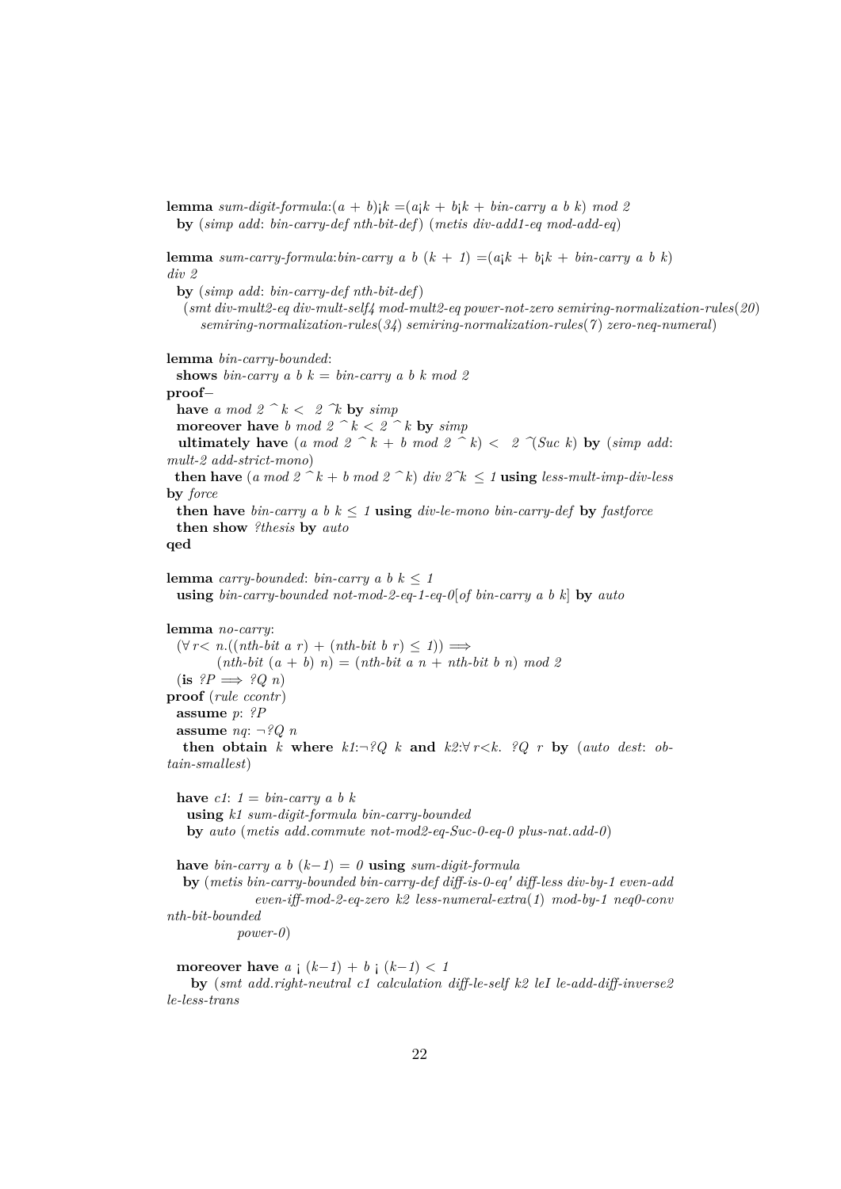**lemma** *sum-digit-formula*:$(a + b)¡k =(a¡k + b¡k + bin\text{-}carry\ a\ b\ k)\ mod\ 2$
  **by** (*simp add*: *bin-carry-def nth-bit-def*) (*metis div-add1-eq mod-add-eq*)

**lemma** *sum-carry-formula*:*bin-carry a b* $(k + 1) =(a¡k + b¡k + bin\text{-}carry\ a\ b\ k)$
*div 2*
  **by** (*simp add*: *bin-carry-def nth-bit-def*)
    (*smt div-mult2-eq div-mult-self4 mod-mult2-eq power-not-zero semiring-normalization-rules*(*20*)
      *semiring-normalization-rules*(*34*) *semiring-normalization-rules*(*7*) *zero-neq-numeral*)

**lemma** *bin-carry-bounded*:
  **shows** *bin-carry a b k = bin-carry a b k mod 2*
**proof**−
  **have** $a\ mod\ 2\ \hat{}\ k <\ \ 2\ \hat{}k$ **by** *simp*
  **moreover have** $b\ mod\ 2\ \hat{}\ k < 2\ \hat{}\ k$ **by** *simp*
  **ultimately have** $(a\ mod\ 2\ \hat{}\ k + b\ mod\ 2\ \hat{}\ k) <\ \ 2\ \hat{}(Suc\ k)$ **by** (*simp add*:
*mult-2 add-strict-mono*)
  **then have** $(a\ mod\ 2\ \hat{}\ k + b\ mod\ 2\ \hat{}\ k)\ div\ 2\hat{}k\ \leq 1$ **using** *less-mult-imp-div-less*
**by** *force*
  **then have** $bin\text{-}carry\ a\ b\ k \leq 1$ **using** *div-le-mono bin-carry-def* **by** *fastforce*
  **then show** *?thesis* **by** *auto*
**qed**

**lemma** *carry-bounded*: $bin\text{-}carry\ a\ b\ k \leq 1$
  **using** *bin-carry-bounded not-mod-2-eq-1-eq-0*[*of bin-carry a b k*] **by** *auto*

**lemma** *no-carry*:
  $(\forall\ r< n.((nth\text{-}bit\ a\ r) + (nth\text{-}bit\ b\ r) \leq 1)) \Longrightarrow$
      $(nth\text{-}bit\ (a + b)\ n) = (nth\text{-}bit\ a\ n + nth\text{-}bit\ b\ n)\ mod\ 2$
  (**is** $?P \Longrightarrow ?Q\ n$)
**proof** (*rule ccontr*)
  **assume** *p*: *?P*
  **assume** *nq*: $\neg ?Q\ n$
  **then obtain** *k* **where** *k1*:$\neg ?Q\ k$ **and** *k2*:$\forall\ r<k.\ ?Q\ r$ **by** (*auto dest*: *obtain-smallest*)

  **have** *c1*: $1 = bin\text{-}carry\ a\ b\ k$
    **using** *k1 sum-digit-formula bin-carry-bounded*
    **by** *auto* (*metis add.commute not-mod2-eq-Suc-0-eq-0 plus-nat.add-0*)

  **have** $bin\text{-}carry\ a\ b\ (k-1) = 0$ **using** *sum-digit-formula*
   **by** (*metis bin-carry-bounded bin-carry-def diff-is-0-eq′ diff-less div-by-1 even-add
        even-iff-mod-2-eq-zero k2 less-numeral-extra*(*1*) *mod-by-1 neq0-conv
nth-bit-bounded
        power-0*)

  **moreover have** $a\ ¡\ (k-1) + b\ ¡\ (k-1) < 1$
    **by** (*smt add.right-neutral c1 calculation diff-le-self k2 leI le-add-diff-inverse2
le-less-trans*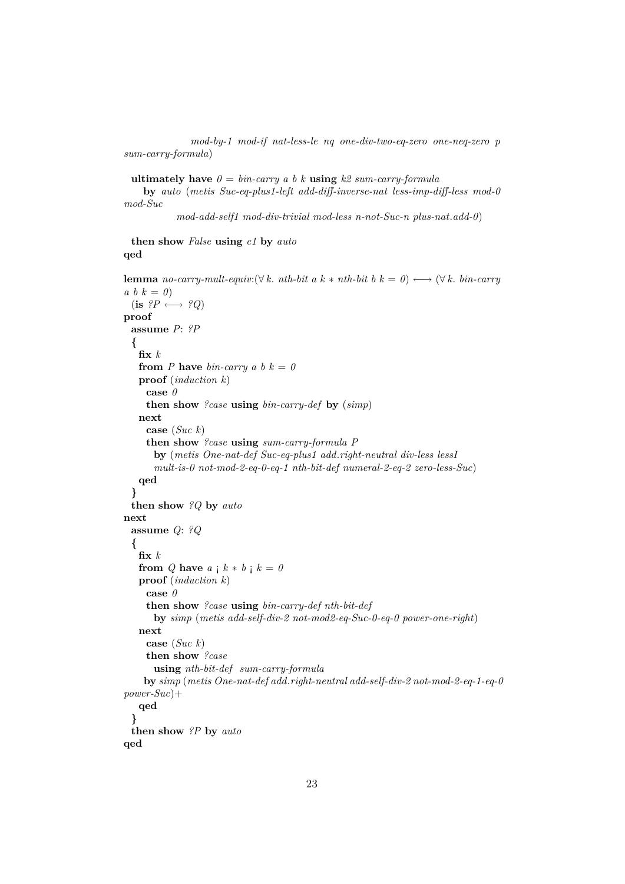```
      mod-by-1 mod-if nat-less-le nq one-div-two-eq-zero one-neq-zero p
sum-carry-formula)

  ultimately have 0 = bin-carry a b k using k2 sum-carry-formula
    by auto (metis Suc-eq-plus1-left add-diff-inverse-nat less-imp-diff-less mod-0
mod-Suc
           mod-add-self1 mod-div-trivial mod-less n-not-Suc-n plus-nat.add-0)

  then show False using c1 by auto
qed

lemma no-carry-mult-equiv:(∀ k. nth-bit a k * nth-bit b k = 0) ⟷ (∀ k. bin-carry
a b k = 0)
  (is ?P ⟷ ?Q)
proof
  assume P: ?P
  {
    fix k
    from P have bin-carry a b k = 0
    proof (induction k)
      case 0
      then show ?case using bin-carry-def by (simp)
    next
      case (Suc k)
      then show ?case using sum-carry-formula P
        by (metis One-nat-def Suc-eq-plus1 add.right-neutral div-less lessI
        mult-is-0 not-mod-2-eq-0-eq-1 nth-bit-def numeral-2-eq-2 zero-less-Suc)
    qed
  }
  then show ?Q by auto
next
  assume Q: ?Q
  {
    fix k
    from Q have a ¡ k * b ¡ k = 0
    proof (induction k)
      case 0
      then show ?case using bin-carry-def nth-bit-def
        by simp (metis add-self-div-2 not-mod2-eq-Suc-0-eq-0 power-one-right)
    next
      case (Suc k)
      then show ?case
        using nth-bit-def  sum-carry-formula
     by simp (metis One-nat-def add.right-neutral add-self-div-2 not-mod-2-eq-1-eq-0
power-Suc)+
    qed
  }
  then show ?P by auto
qed
```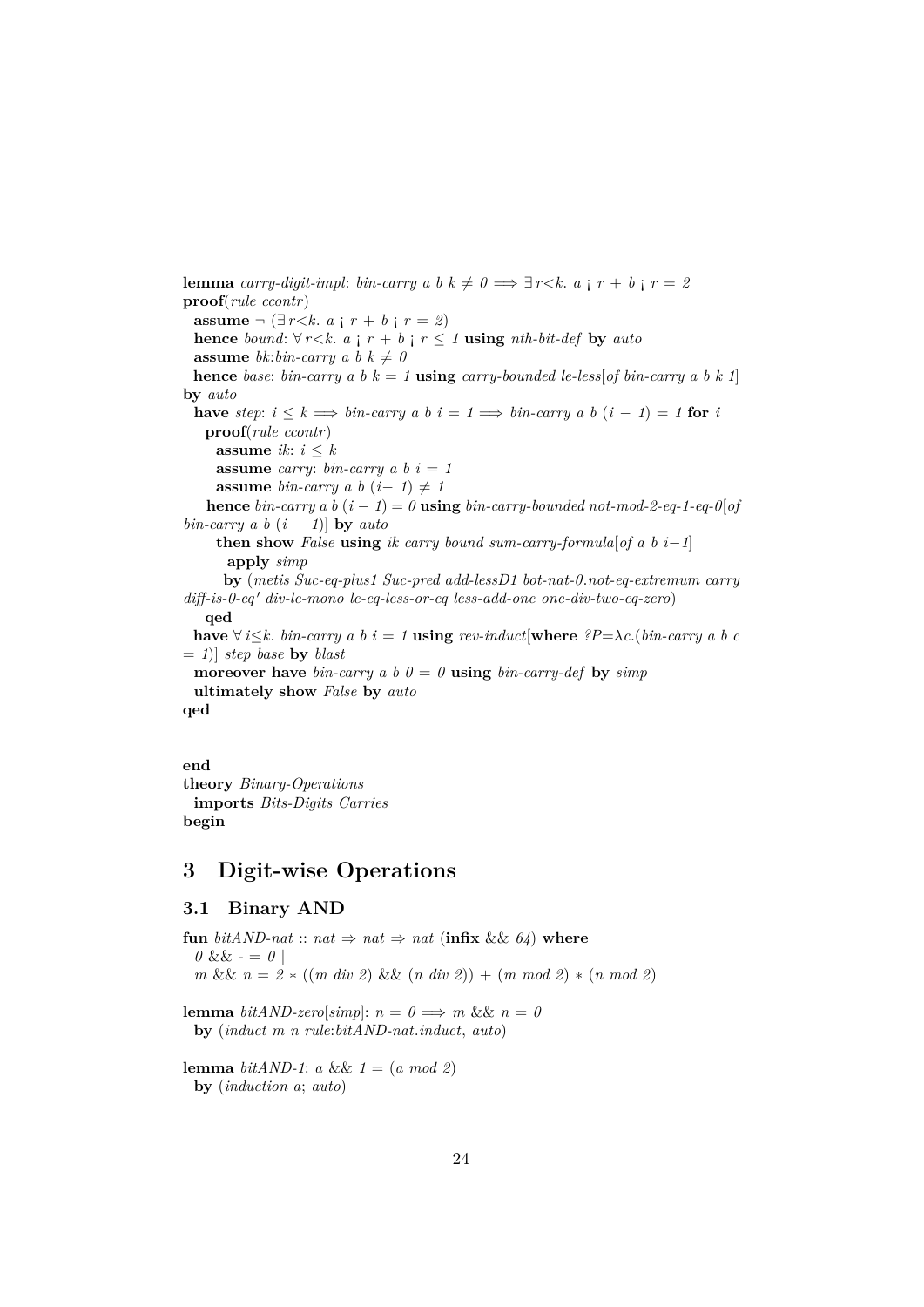```
lemma carry-digit-impl: bin-carry a b k ≠ 0 ⟹ ∃ r<k. a ¡ r + b ¡ r = 2
proof(rule ccontr)
  assume ¬ (∃ r<k. a ¡ r + b ¡ r = 2)
  hence bound: ∀ r<k. a ¡ r + b ¡ r ≤ 1 using nth-bit-def by auto
  assume bk:bin-carry a b k ≠ 0
  hence base: bin-carry a b k = 1 using carry-bounded le-less[of bin-carry a b k 1]
by auto
  have step: i ≤ k ⟹ bin-carry a b i = 1 ⟹ bin-carry a b (i − 1) = 1 for i
    proof(rule ccontr)
      assume ik: i ≤ k
      assume carry: bin-carry a b i = 1
      assume bin-carry a b (i− 1) ≠ 1
    hence bin-carry a b (i − 1) = 0 using bin-carry-bounded not-mod-2-eq-1-eq-0[of
bin-carry a b (i − 1)] by auto
      then show False using ik carry bound sum-carry-formula[of a b i−1]
        apply simp
        by (metis Suc-eq-plus1 Suc-pred add-lessD1 bot-nat-0.not-eq-extremum carry
diff-is-0-eq′ div-le-mono le-eq-less-or-eq less-add-one one-div-two-eq-zero)
    qed
  have ∀ i≤k. bin-carry a b i = 1 using rev-induct[where ?P=λc.(bin-carry a b c
= 1)] step base by blast
  moreover have bin-carry a b 0 = 0 using bin-carry-def by simp
  ultimately show False by auto
qed


end
theory Binary-Operations
  imports Bits-Digits Carries
begin
```

# 3 Digit-wise Operations

## 3.1 Binary AND

```
fun bitAND-nat :: nat ⇒ nat ⇒ nat (infix && 64) where
  0 && - = 0 |
  m && n = 2 ∗ ((m div 2) && (n div 2)) + (m mod 2) ∗ (n mod 2)

lemma bitAND-zero[simp]: n = 0 ⟹ m && n = 0
  by (induct m n rule:bitAND-nat.induct, auto)

lemma bitAND-1: a && 1 = (a mod 2)
  by (induction a; auto)
```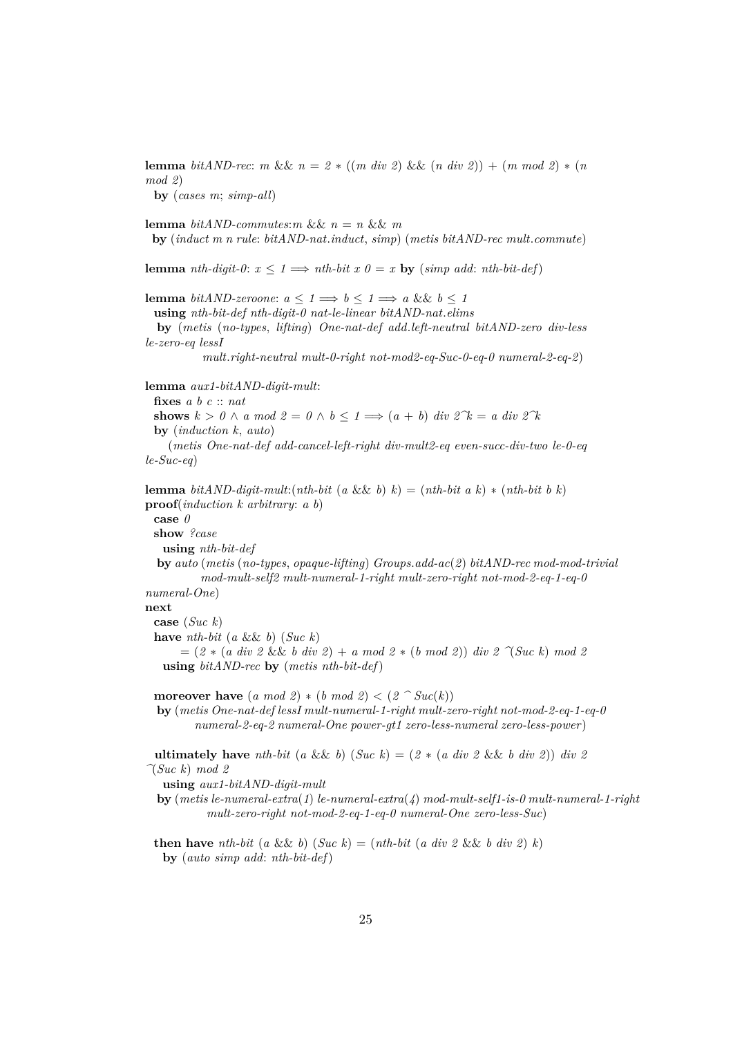```
lemma bitAND-rec: m && n = 2 * ((m div 2) && (n div 2)) + (m mod 2) * (n mod 2)
  by (cases m; simp-all)

lemma bitAND-commutes:m && n = n && m
 by (induct m n rule: bitAND-nat.induct, simp) (metis bitAND-rec mult.commute)

lemma nth-digit-0: x ≤ 1 ⟹ nth-bit x 0 = x by (simp add: nth-bit-def)

lemma bitAND-zeroone: a ≤ 1 ⟹ b ≤ 1 ⟹ a && b ≤ 1
  using nth-bit-def nth-digit-0 nat-le-linear bitAND-nat.elims
  by (metis (no-types, lifting) One-nat-def add.left-neutral bitAND-zero div-less le-zero-eq lessI
           mult.right-neutral mult-0-right not-mod2-eq-Suc-0-eq-0 numeral-2-eq-2)

lemma aux1-bitAND-digit-mult:
  fixes a b c :: nat
  shows k > 0 ∧ a mod 2 = 0 ∧ b ≤ 1 ⟹ (a + b) div 2^k = a div 2^k
  by (induction k, auto)
    (metis One-nat-def add-cancel-left-right div-mult2-eq even-succ-div-two le-0-eq le-Suc-eq)

lemma bitAND-digit-mult:(nth-bit (a && b) k) = (nth-bit a k) * (nth-bit b k)
proof(induction k arbitrary: a b)
  case 0
  show ?case
    using nth-bit-def
   by auto (metis (no-types, opaque-lifting) Groups.add-ac(2) bitAND-rec mod-mod-trivial
           mod-mult-self2 mult-numeral-1-right mult-zero-right not-mod-2-eq-1-eq-0 numeral-One)
next
  case (Suc k)
  have nth-bit (a && b) (Suc k)
        = (2 * (a div 2 && b div 2) + a mod 2 * (b mod 2)) div 2 ^(Suc k) mod 2
    using bitAND-rec by (metis nth-bit-def)

  moreover have (a mod 2) * (b mod 2) < (2 ^ Suc(k))
   by (metis One-nat-def lessI mult-numeral-1-right mult-zero-right not-mod-2-eq-1-eq-0
          numeral-2-eq-2 numeral-One power-gt1 zero-less-numeral zero-less-power)

  ultimately have nth-bit (a && b) (Suc k) = (2 * (a div 2 && b div 2)) div 2 ^(Suc k) mod 2
    using aux1-bitAND-digit-mult
   by (metis le-numeral-extra(1) le-numeral-extra(4) mod-mult-self1-is-0 mult-numeral-1-right
            mult-zero-right not-mod-2-eq-1-eq-0 numeral-One zero-less-Suc)

  then have nth-bit (a && b) (Suc k) = (nth-bit (a div 2 && b div 2) k)
    by (auto simp add: nth-bit-def)
```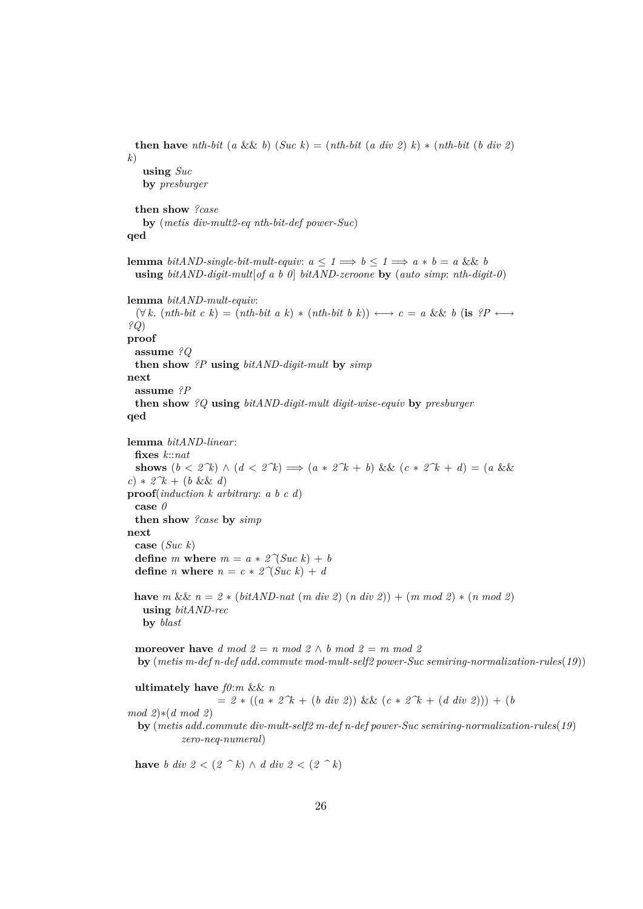```
  then have nth-bit (a && b) (Suc k) = (nth-bit (a div 2) k) * (nth-bit (b div 2)
k)
    using Suc
    by presburger

  then show ?case
    by (metis div-mult2-eq nth-bit-def power-Suc)
qed

lemma bitAND-single-bit-mult-equiv: a ≤ 1 ⟹ b ≤ 1 ⟹ a * b = a && b
  using bitAND-digit-mult[of a b 0] bitAND-zeroone by (auto simp: nth-digit-0)

lemma bitAND-mult-equiv:
  (∀ k. (nth-bit c k) = (nth-bit a k) * (nth-bit b k)) ⟷ c = a && b (is ?P ⟷
?Q)
proof
  assume ?Q
  then show ?P using bitAND-digit-mult by simp
next
  assume ?P
  then show ?Q using bitAND-digit-mult digit-wise-equiv by presburger
qed

lemma bitAND-linear:
  fixes k::nat
  shows (b < 2^k) ∧ (d < 2^k) ⟹ (a * 2^k + b) && (c * 2^k + d) = (a &&
c) * 2^k + (b && d)
proof(induction k arbitrary: a b c d)
  case 0
  then show ?case by simp
next
  case (Suc k)
  define m where m = a * 2^(Suc k) + b
  define n where n = c * 2^(Suc k) + d

  have m && n = 2 * (bitAND-nat (m div 2) (n div 2)) + (m mod 2) * (n mod 2)
    using bitAND-rec
    by blast

  moreover have d mod 2 = n mod 2 ∧ b mod 2 = m mod 2
   by (metis m-def n-def add.commute mod-mult-self2 power-Suc semiring-normalization-rules(19))

  ultimately have f0:m && n
                        = 2 * ((a * 2^k + (b div 2)) && (c * 2^k + (d div 2))) + (b
mod 2)*(d mod 2)
   by (metis add.commute div-mult-self2 m-def n-def power-Suc semiring-normalization-rules(19)
              zero-neq-numeral)

  have b div 2 < (2 ^ k) ∧ d div 2 < (2 ^ k)
```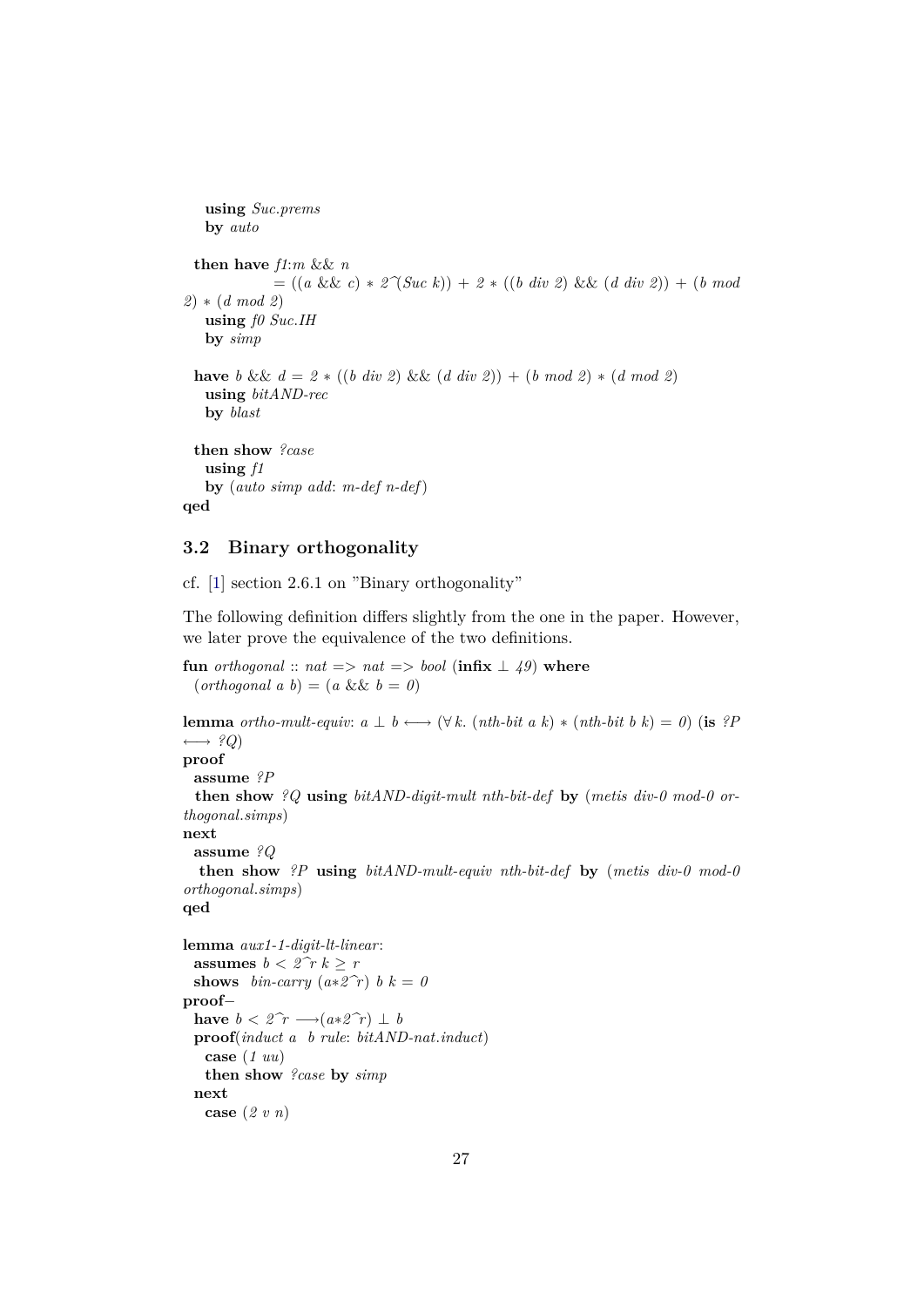```
    using Suc.prems
    by auto

  then have f1:m && n
              = ((a && c) * 2^(Suc k)) + 2 * ((b div 2) && (d div 2)) + (b mod 2) * (d mod 2)
    using f0 Suc.IH
    by simp

  have b && d = 2 * ((b div 2) && (d div 2)) + (b mod 2) * (d mod 2)
    using bitAND-rec
    by blast

  then show ?case
    using f1
    by (auto simp add: m-def n-def)
qed
```

## 3.2 Binary orthogonality

cf. [1] section 2.6.1 on "Binary orthogonality"

The following definition differs slightly from the one in the paper. However, we later prove the equivalence of the two definitions.

```
fun orthogonal :: nat => nat => bool (infix ⊥ 49) where
  (orthogonal a b) = (a && b = 0)

lemma ortho-mult-equiv: a ⊥ b ⟷ (∀ k. (nth-bit a k) * (nth-bit b k) = 0) (is ?P ⟷ ?Q)
proof
  assume ?P
  then show ?Q using bitAND-digit-mult nth-bit-def by (metis div-0 mod-0 orthogonal.simps)
next
  assume ?Q
  then show ?P using bitAND-mult-equiv nth-bit-def by (metis div-0 mod-0 orthogonal.simps)
qed

lemma aux1-1-digit-lt-linear:
  assumes b < 2^r k ≥ r
  shows bin-carry (a*2^r) b k = 0
proof–
  have b < 2^r ⟶(a*2^r) ⊥ b
  proof(induct a b rule: bitAND-nat.induct)
    case (1 uu)
    then show ?case by simp
  next
    case (2 v n)
```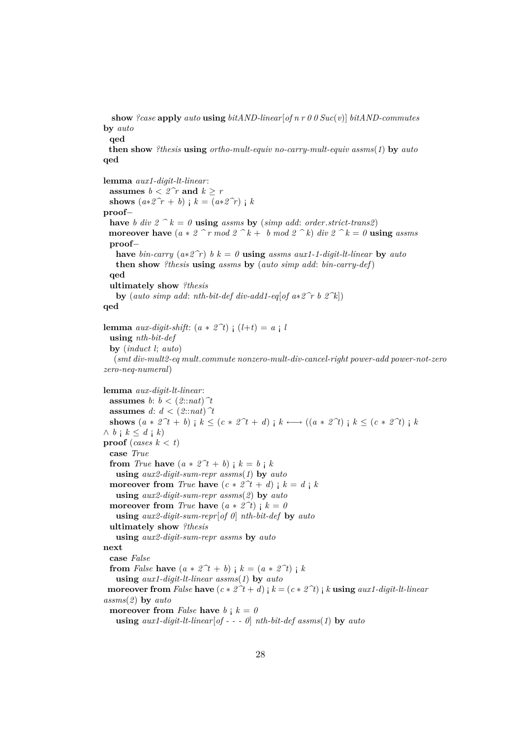```
  show ?case apply auto using bitAND-linear[of n r 0 0 Suc(v)] bitAND-commutes
by auto
  qed
  then show ?thesis using ortho-mult-equiv no-carry-mult-equiv assms(1) by auto
qed

lemma aux1-digit-lt-linear:
  assumes b < 2^r and k ≥ r
  shows (a*2^r + b) ¡ k = (a*2^r) ¡ k
proof−
  have b div 2 ^ k = 0 using assms by (simp add: order.strict-trans2)
  moreover have (a * 2 ^ r mod 2 ^ k + b mod 2 ^ k) div 2 ^ k = 0 using assms
  proof−
    have bin-carry (a*2^r) b k = 0 using assms aux1-1-digit-lt-linear by auto
    then show ?thesis using assms by (auto simp add: bin-carry-def)
  qed
  ultimately show ?thesis
    by (auto simp add: nth-bit-def div-add1-eq[of a*2^r b 2^k])
qed

lemma aux-digit-shift: (a * 2^t) ¡ (l+t) = a ¡ l
  using nth-bit-def
  by (induct l; auto)
    (smt div-mult2-eq mult.commute nonzero-mult-div-cancel-right power-add power-not-zero
zero-neq-numeral)

lemma aux-digit-lt-linear:
  assumes b: b < (2::nat)^t
  assumes d: d < (2::nat)^t
  shows (a * 2^t + b) ¡ k ≤ (c * 2^t + d) ¡ k ⟷ ((a * 2^t) ¡ k ≤ (c * 2^t) ¡ k
∧ b ¡ k ≤ d ¡ k)
proof (cases k < t)
  case True
  from True have (a * 2^t + b) ¡ k = b ¡ k
    using aux2-digit-sum-repr assms(1) by auto
  moreover from True have (c * 2^t + d) ¡ k = d ¡ k
    using aux2-digit-sum-repr assms(2) by auto
  moreover from True have (a * 2^t) ¡ k = 0
    using aux2-digit-sum-repr[of 0] nth-bit-def by auto
  ultimately show ?thesis
    using aux2-digit-sum-repr assms by auto
next
  case False
  from False have (a * 2^t + b) ¡ k = (a * 2^t) ¡ k
    using aux1-digit-lt-linear assms(1) by auto
  moreover from False have (c * 2^t + d) ¡ k = (c * 2^t) ¡ k using aux1-digit-lt-linear
assms(2) by auto
  moreover from False have b ¡ k = 0
    using aux1-digit-lt-linear[of - - - 0] nth-bit-def assms(1) by auto
```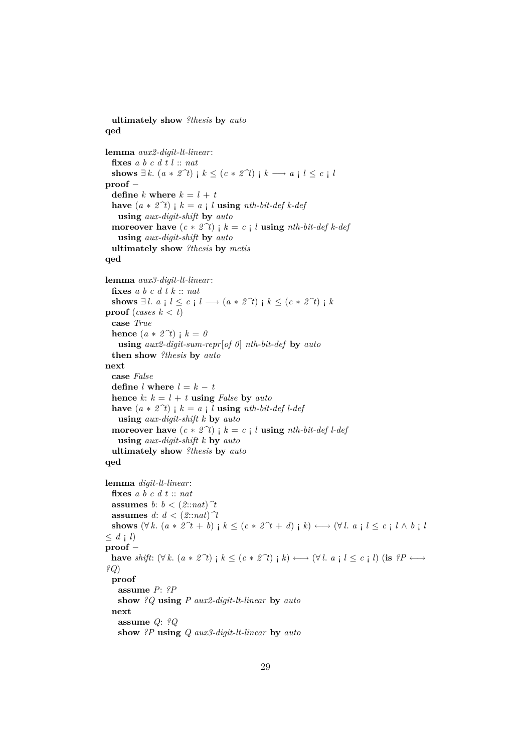```
  ultimately show ?thesis by auto
qed

lemma aux2-digit-lt-linear:
  fixes a b c d t l :: nat
  shows ∃ k. (a * 2^t) ¡ k ≤ (c * 2^t) ¡ k ⟶ a ¡ l ≤ c ¡ l
proof −
  define k where k = l + t
  have (a * 2^t) ¡ k = a ¡ l using nth-bit-def k-def
    using aux-digit-shift by auto
  moreover have (c * 2^t) ¡ k = c ¡ l using nth-bit-def k-def
    using aux-digit-shift by auto
  ultimately show ?thesis by metis
qed

lemma aux3-digit-lt-linear:
  fixes a b c d t k :: nat
  shows ∃ l. a ¡ l ≤ c ¡ l ⟶ (a * 2^t) ¡ k ≤ (c * 2^t) ¡ k
proof (cases k < t)
  case True
  hence (a * 2^t) ¡ k = 0
    using aux2-digit-sum-repr[of 0] nth-bit-def by auto
  then show ?thesis by auto
next
  case False
  define l where l = k − t
  hence k: k = l + t using False by auto
  have (a * 2^t) ¡ k = a ¡ l using nth-bit-def l-def
    using aux-digit-shift k by auto
  moreover have (c * 2^t) ¡ k = c ¡ l using nth-bit-def l-def
    using aux-digit-shift k by auto
  ultimately show ?thesis by auto
qed

lemma digit-lt-linear:
  fixes a b c d t :: nat
  assumes b: b < (2::nat)^t
  assumes d: d < (2::nat)^t
  shows (∀ k. (a * 2^t + b) ¡ k ≤ (c * 2^t + d) ¡ k) ⟷ (∀ l. a ¡ l ≤ c ¡ l ∧ b ¡ l
≤ d ¡ l)
proof −
  have shift: (∀ k. (a * 2^t) ¡ k ≤ (c * 2^t) ¡ k) ⟷ (∀ l. a ¡ l ≤ c ¡ l) (is ?P ⟷
?Q)
  proof
    assume P: ?P
    show ?Q using P aux2-digit-lt-linear by auto
  next
    assume Q: ?Q
    show ?P using Q aux3-digit-lt-linear by auto
```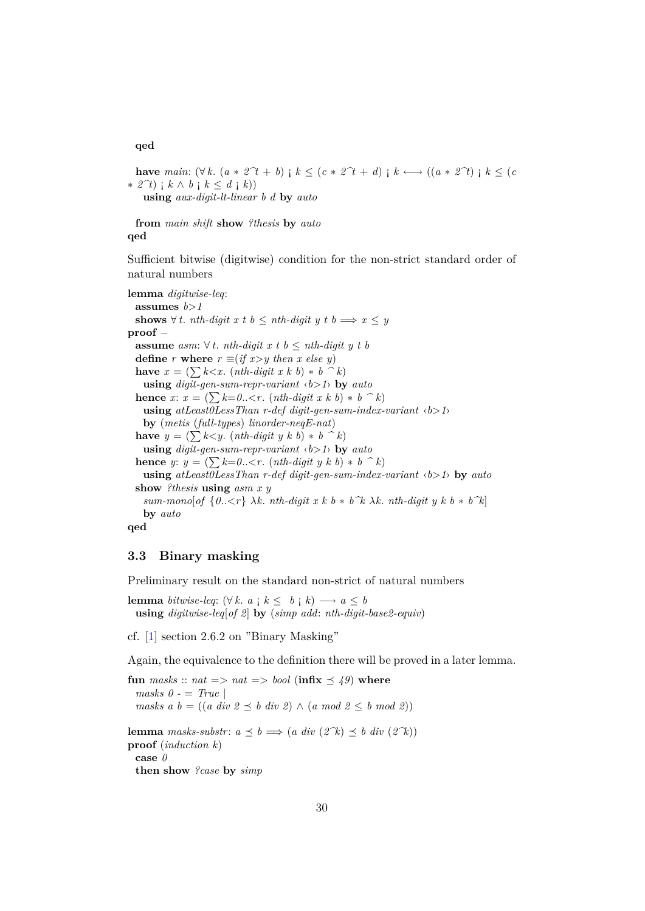**qed**

**have** *main*: (∀ *k*. (*a* ∗ *2^t* + *b*) ¡ *k* ≤ (*c* ∗ *2^t* + *d*) ¡ *k* ⟷ ((*a* ∗ *2^t*) ¡ *k* ≤ (*c* ∗ *2^t*) ¡ *k* ∧ *b* ¡ *k* ≤ *d* ¡ *k*))
  **using** *aux-digit-lt-linear b d* **by** *auto*

**from** *main shift* **show** *?thesis* **by** *auto*
**qed**

Sufficient bitwise (digitwise) condition for the non-strict standard order of natural numbers

```
lemma digitwise-leq:
  assumes b>1
  shows ∀ t. nth-digit x t b ≤ nth-digit y t b ⟹ x ≤ y
proof –
  assume asm: ∀ t. nth-digit x t b ≤ nth-digit y t b
  define r where r ≡(if x>y then x else y)
  have x = (∑ k<x. (nth-digit x k b) ∗ b ^ k)
    using digit-gen-sum-repr-variant ‹b>1› by auto
  hence x: x = (∑ k=0..<r. (nth-digit x k b) ∗ b ^ k)
    using atLeast0LessThan r-def digit-gen-sum-index-variant ‹b>1›
    by (metis (full-types) linorder-neqE-nat)
  have y = (∑ k<y. (nth-digit y k b) ∗ b ^ k)
    using digit-gen-sum-repr-variant ‹b>1› by auto
  hence y: y = (∑ k=0..<r. (nth-digit y k b) ∗ b ^ k)
    using atLeast0LessThan r-def digit-gen-sum-index-variant ‹b>1› by auto
  show ?thesis using asm x y
    sum-mono[of {0..<r} λk. nth-digit x k b ∗ b^k λk. nth-digit y k b ∗ b^k]
    by auto
qed
```

### 3.3 Binary masking

Preliminary result on the standard non-strict of natural numbers

```
lemma bitwise-leq: (∀ k. a ¡ k ≤  b ¡ k) ⟶ a ≤ b
  using digitwise-leq[of 2] by (simp add: nth-digit-base2-equiv)
```

cf. [1] section 2.6.2 on "Binary Masking"

Again, the equivalence to the definition there will be proved in a later lemma.

```
fun masks :: nat => nat => bool (infix ≼ 49) where
  masks 0 - = True |
  masks a b = ((a div 2 ≼ b div 2) ∧ (a mod 2 ≤ b mod 2))

lemma masks-substr: a ≼ b ⟹ (a div (2^k) ≼ b div (2^k))
proof (induction k)
  case 0
  then show ?case by simp
```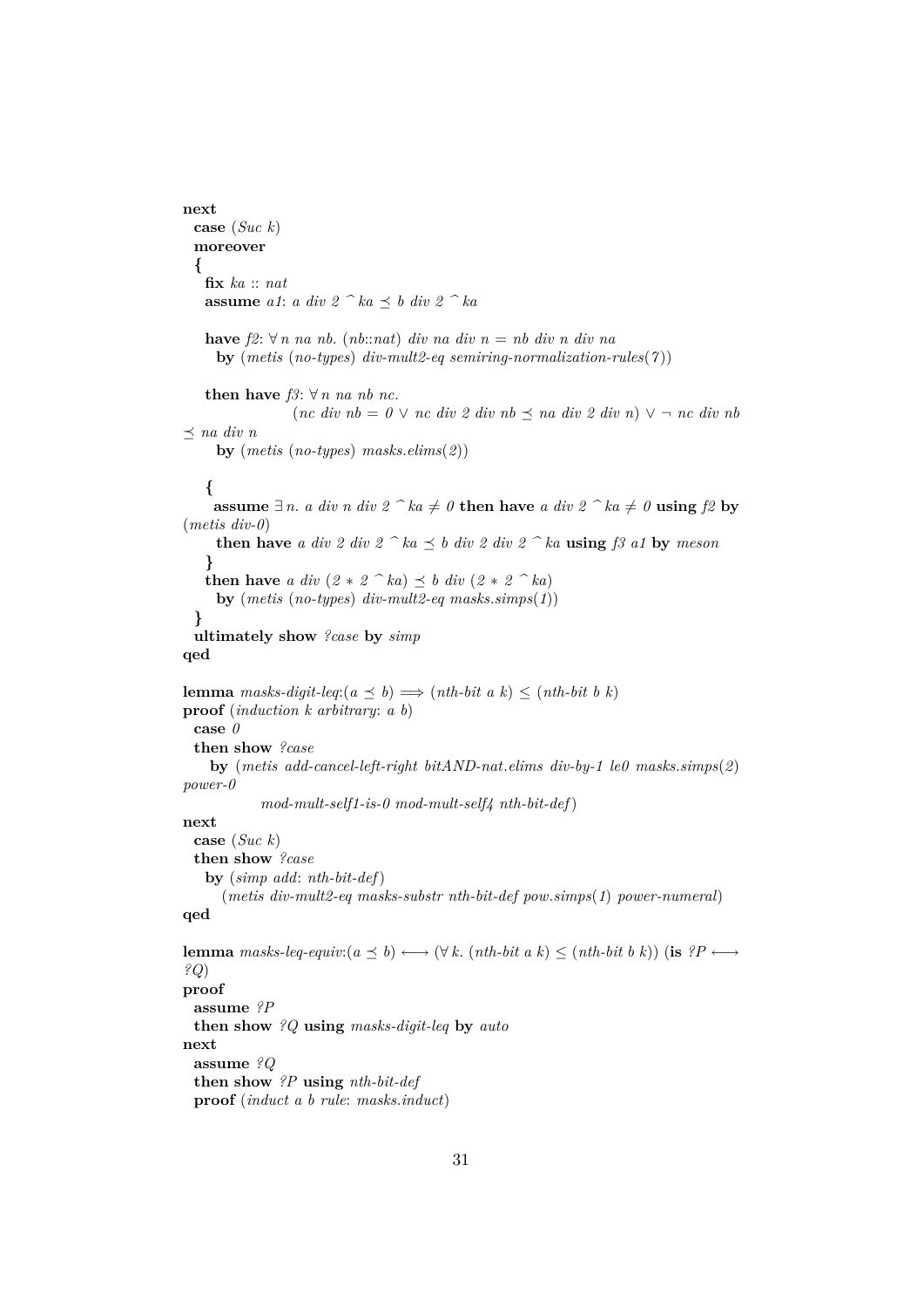```
next
  case (Suc k)
  moreover
  {
    fix ka :: nat
    assume a1: a div 2 ^ ka ≼ b div 2 ^ ka

    have f2: ∀ n na nb. (nb::nat) div na div n = nb div n div na
      by (metis (no-types) div-mult2-eq semiring-normalization-rules(7))

    then have f3: ∀ n na nb nc.
                  (nc div nb = 0 ∨ nc div 2 div nb ≼ na div 2 div n) ∨ ¬ nc div nb
≼ na div n
      by (metis (no-types) masks.elims(2))

    {
     assume ∃ n. a div n div 2 ^ ka ≠ 0 then have a div 2 ^ ka ≠ 0 using f2 by
(metis div-0)
      then have a div 2 div 2 ^ ka ≼ b div 2 div 2 ^ ka using f3 a1 by meson
    }
    then have a div (2 * 2 ^ ka) ≼ b div (2 * 2 ^ ka)
      by (metis (no-types) div-mult2-eq masks.simps(1))
  }
  ultimately show ?case by simp
qed

lemma masks-digit-leq:(a ≼ b) ⟹ (nth-bit a k) ≤ (nth-bit b k)
proof (induction k arbitrary: a b)
  case 0
  then show ?case
    by (metis add-cancel-left-right bitAND-nat.elims div-by-1 le0 masks.simps(2)
power-0
             mod-mult-self1-is-0 mod-mult-self4 nth-bit-def)
next
  case (Suc k)
  then show ?case
    by (simp add: nth-bit-def)
       (metis div-mult2-eq masks-substr nth-bit-def pow.simps(1) power-numeral)
qed

lemma masks-leq-equiv:(a ≼ b) ⟷ (∀ k. (nth-bit a k) ≤ (nth-bit b k)) (is ?P ⟷
?Q)
proof
  assume ?P
  then show ?Q using masks-digit-leq by auto
next
  assume ?Q
  then show ?P using nth-bit-def
  proof (induct a b rule: masks.induct)
```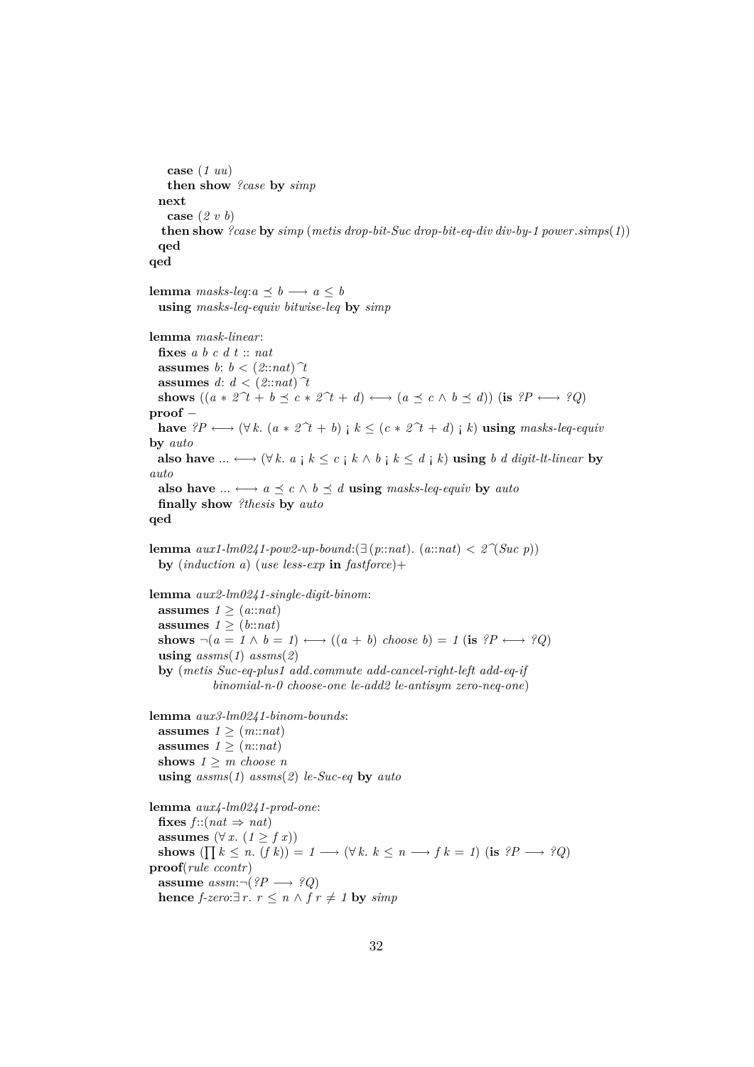```
    case (1 uu)
    then show ?case by simp
  next
    case (2 v b)
   then show ?case by simp (metis drop-bit-Suc drop-bit-eq-div div-by-1 power.simps(1))
  qed
qed

lemma masks-leq:a ≼ b ⟶ a ≤ b
  using masks-leq-equiv bitwise-leq by simp

lemma mask-linear:
  fixes a b c d t :: nat
  assumes b: b < (2::nat)^t
  assumes d: d < (2::nat)^t
  shows ((a * 2^t + b ≼ c * 2^t + d) ⟷ (a ≼ c ∧ b ≼ d)) (is ?P ⟷ ?Q)
proof –
  have ?P ⟷ (∀ k. (a * 2^t + b) ¡ k ≤ (c * 2^t + d) ¡ k) using masks-leq-equiv
by auto
  also have ... ⟷ (∀ k. a ¡ k ≤ c ¡ k ∧ b ¡ k ≤ d ¡ k) using b d digit-lt-linear by
auto
  also have ... ⟷ a ≼ c ∧ b ≼ d using masks-leq-equiv by auto
  finally show ?thesis by auto
qed

lemma aux1-lm0241-pow2-up-bound:(∃ (p::nat). (a::nat) < 2^(Suc p))
  by (induction a) (use less-exp in fastforce)+

lemma aux2-lm0241-single-digit-binom:
  assumes 1 ≥ (a::nat)
  assumes 1 ≥ (b::nat)
  shows ¬(a = 1 ∧ b = 1) ⟷ ((a + b) choose b) = 1 (is ?P ⟷ ?Q)
  using assms(1) assms(2)
  by (metis Suc-eq-plus1 add.commute add-cancel-right-left add-eq-if
             binomial-n-0 choose-one le-add2 le-antisym zero-neq-one)

lemma aux3-lm0241-binom-bounds:
  assumes 1 ≥ (m::nat)
  assumes 1 ≥ (n::nat)
  shows 1 ≥ m choose n
  using assms(1) assms(2) le-Suc-eq by auto

lemma aux4-lm0241-prod-one:
  fixes f::(nat ⇒ nat)
  assumes (∀ x. (1 ≥ f x))
  shows (∏ k ≤ n. (f k)) = 1 ⟶ (∀ k. k ≤ n ⟶ f k = 1) (is ?P ⟶ ?Q)
proof(rule ccontr)
  assume assm:¬(?P ⟶ ?Q)
  hence f-zero:∃ r. r ≤ n ∧ f r ≠ 1 by simp
```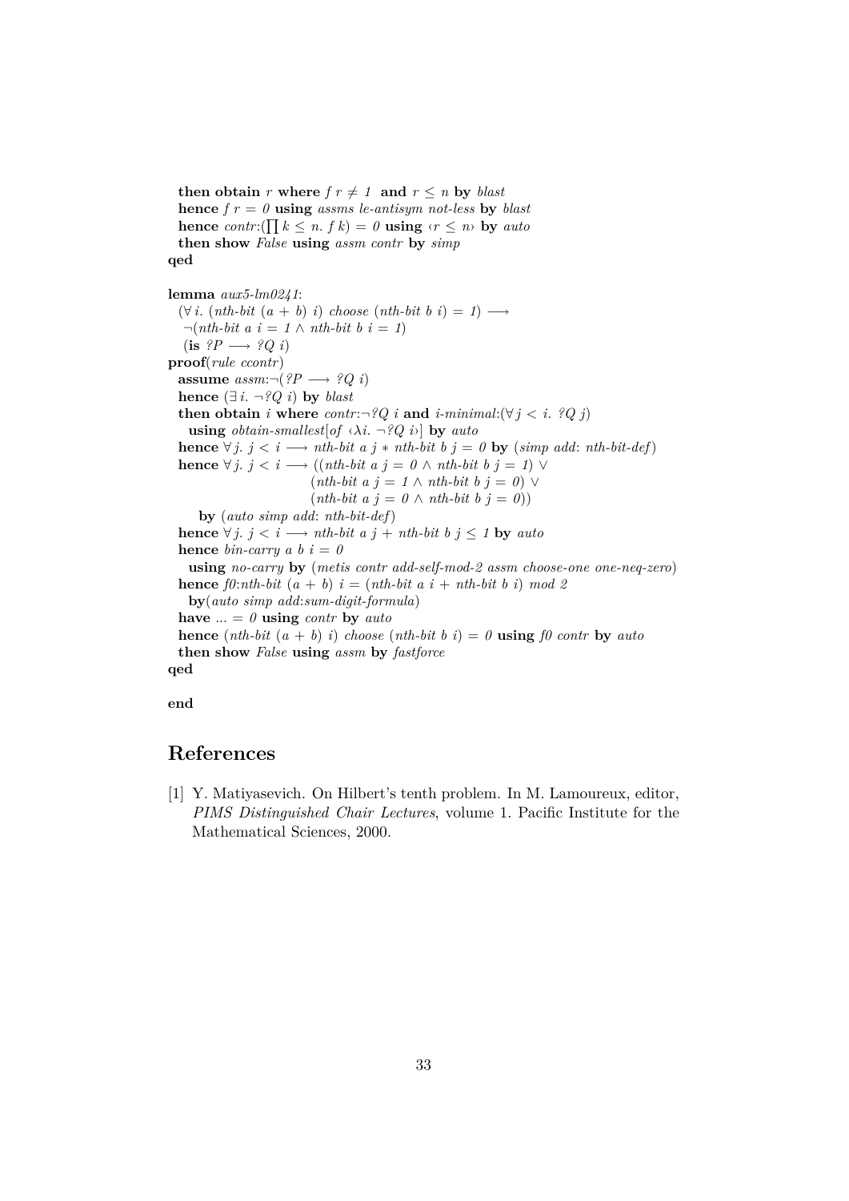```
  then obtain r where f r ≠ 1  and r ≤ n by blast
  hence f r = 0 using assms le-antisym not-less by blast
  hence contr:(∏ k ≤ n. f k) = 0 using ‹r ≤ n› by auto
  then show False using assm contr by simp
qed

lemma aux5-lm0241:
  (∀ i. (nth-bit (a + b) i) choose (nth-bit b i) = 1) ⟶
   ¬(nth-bit a i = 1 ∧ nth-bit b i = 1)
   (is ?P ⟶ ?Q i)
proof(rule ccontr)
  assume assm:¬(?P ⟶ ?Q i)
  hence (∃ i. ¬?Q i) by blast
  then obtain i where contr:¬?Q i and i-minimal:(∀ j < i. ?Q j)
    using obtain-smallest[of ‹λi. ¬?Q i›] by auto
  hence ∀ j. j < i ⟶ nth-bit a j ∗ nth-bit b j = 0 by (simp add: nth-bit-def)
  hence ∀ j. j < i ⟶ ((nth-bit a j = 0 ∧ nth-bit b j = 1) ∨
                        (nth-bit a j = 1 ∧ nth-bit b j = 0) ∨
                        (nth-bit a j = 0 ∧ nth-bit b j = 0))
     by (auto simp add: nth-bit-def)
  hence ∀ j. j < i ⟶ nth-bit a j + nth-bit b j ≤ 1 by auto
  hence bin-carry a b i = 0
    using no-carry by (metis contr add-self-mod-2 assm choose-one one-neq-zero)
  hence f0:nth-bit (a + b) i = (nth-bit a i + nth-bit b i) mod 2
    by(auto simp add:sum-digit-formula)
  have ... = 0 using contr by auto
  hence (nth-bit (a + b) i) choose (nth-bit b i) = 0 using f0 contr by auto
  then show False using assm by fastforce
qed

end
```

# References

[1] Y. Matiyasevich. On Hilbert's tenth problem. In M. Lamoureux, editor, *PIMS Distinguished Chair Lectures*, volume 1. Pacific Institute for the Mathematical Sciences, 2000.